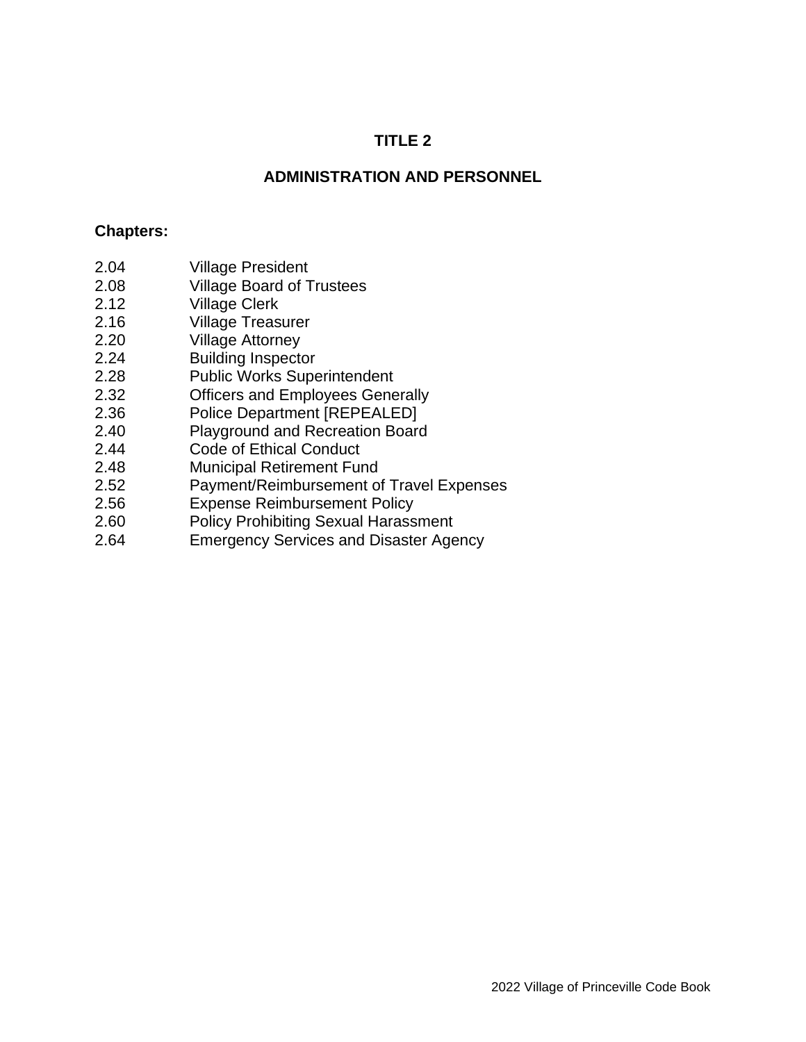# TITLE 2

## ADMINISTRATION AND PERSONNEL

**Chapters:**

| | |
|---|---|
| 2.04 | Village President |
| 2.08 | Village Board of Trustees |
| 2.12 | Village Clerk |
| 2.16 | Village Treasurer |
| 2.20 | Village Attorney |
| 2.24 | Building Inspector |
| 2.28 | Public Works Superintendent |
| 2.32 | Officers and Employees Generally |
| 2.36 | Police Department [REPEALED] |
| 2.40 | Playground and Recreation Board |
| 2.44 | Code of Ethical Conduct |
| 2.48 | Municipal Retirement Fund |
| 2.52 | Payment/Reimbursement of Travel Expenses |
| 2.56 | Expense Reimbursement Policy |
| 2.60 | Policy Prohibiting Sexual Harassment |
| 2.64 | Emergency Services and Disaster Agency |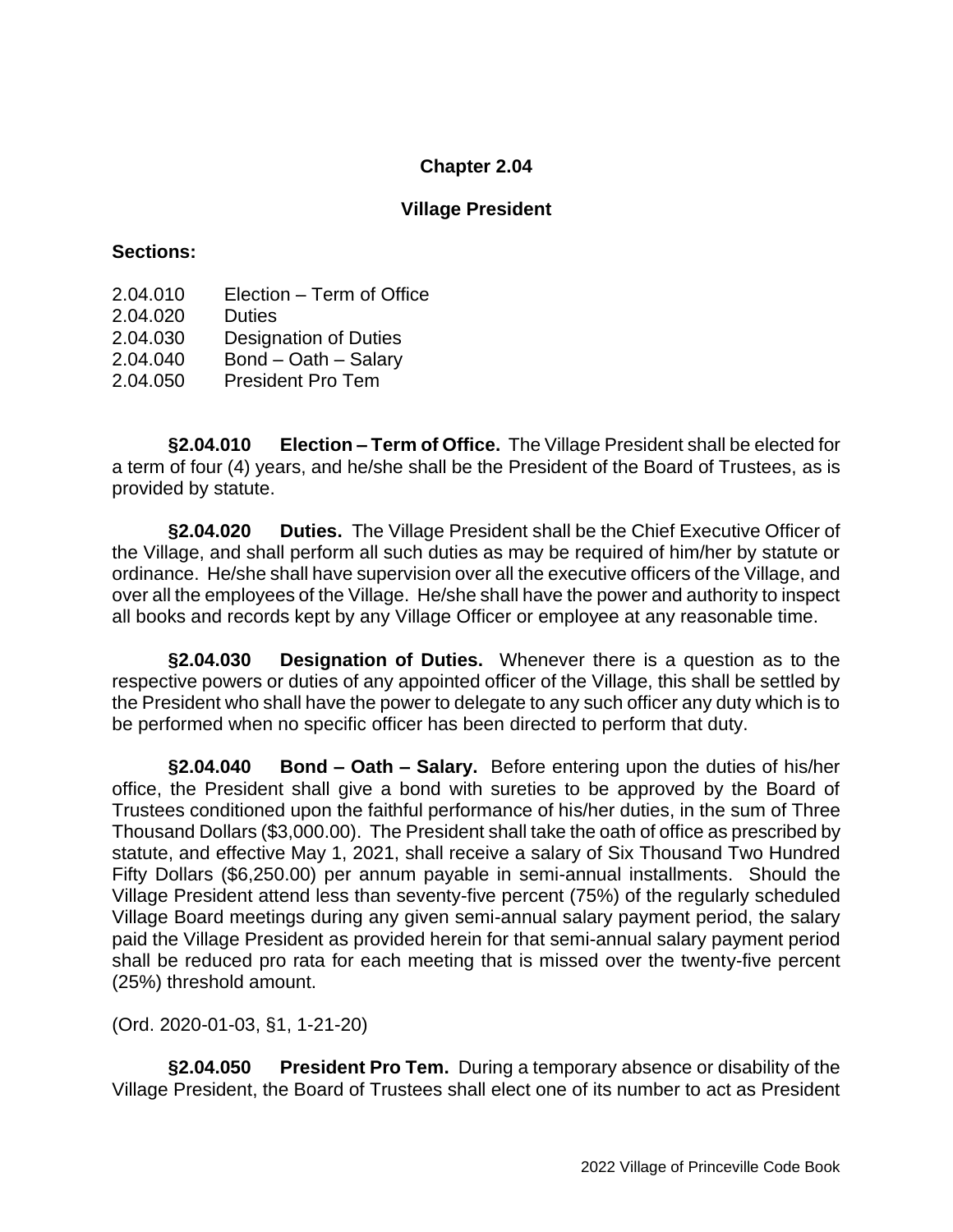# Chapter 2.04

## Village President

**Sections:**

2.04.010 Election – Term of Office
2.04.020 Duties
2.04.030 Designation of Duties
2.04.040 Bond – Oath – Salary
2.04.050 President Pro Tem

**§2.04.010 Election – Term of Office.** The Village President shall be elected for a term of four (4) years, and he/she shall be the President of the Board of Trustees, as is provided by statute.

**§2.04.020 Duties.** The Village President shall be the Chief Executive Officer of the Village, and shall perform all such duties as may be required of him/her by statute or ordinance. He/she shall have supervision over all the executive officers of the Village, and over all the employees of the Village. He/she shall have the power and authority to inspect all books and records kept by any Village Officer or employee at any reasonable time.

**§2.04.030 Designation of Duties.** Whenever there is a question as to the respective powers or duties of any appointed officer of the Village, this shall be settled by the President who shall have the power to delegate to any such officer any duty which is to be performed when no specific officer has been directed to perform that duty.

**§2.04.040 Bond – Oath – Salary.** Before entering upon the duties of his/her office, the President shall give a bond with sureties to be approved by the Board of Trustees conditioned upon the faithful performance of his/her duties, in the sum of Three Thousand Dollars ($3,000.00). The President shall take the oath of office as prescribed by statute, and effective May 1, 2021, shall receive a salary of Six Thousand Two Hundred Fifty Dollars ($6,250.00) per annum payable in semi-annual installments. Should the Village President attend less than seventy-five percent (75%) of the regularly scheduled Village Board meetings during any given semi-annual salary payment period, the salary paid the Village President as provided herein for that semi-annual salary payment period shall be reduced pro rata for each meeting that is missed over the twenty-five percent (25%) threshold amount.

(Ord. 2020-01-03, §1, 1-21-20)

**§2.04.050 President Pro Tem.** During a temporary absence or disability of the Village President, the Board of Trustees shall elect one of its number to act as President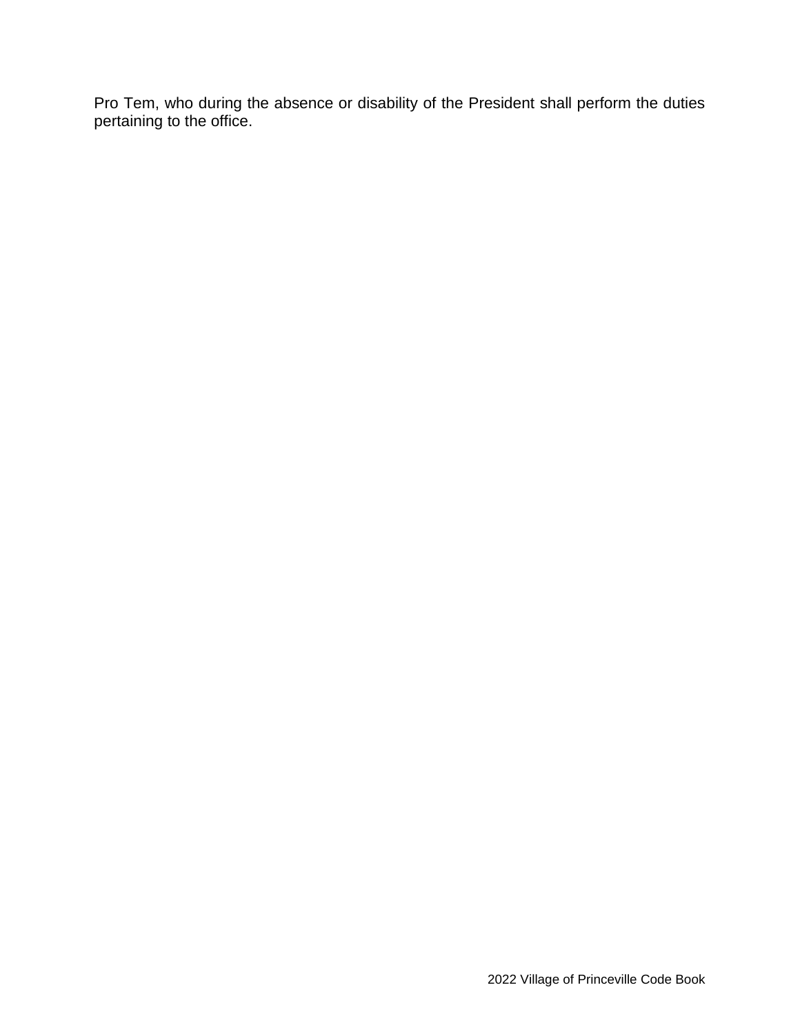Pro Tem, who during the absence or disability of the President shall perform the duties pertaining to the office.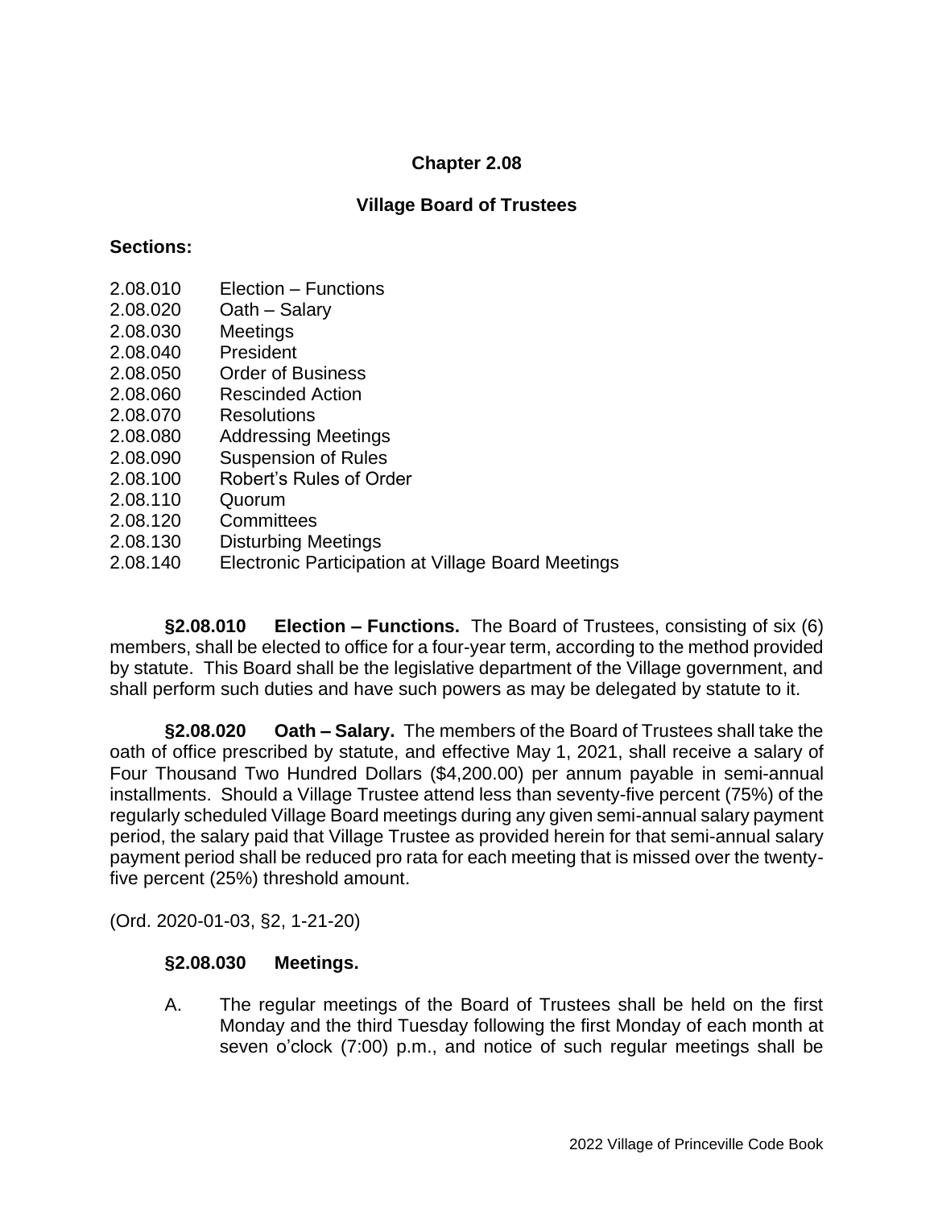# Chapter 2.08

## Village Board of Trustees

**Sections:**

| | |
|---|---|
| 2.08.010 | Election – Functions |
| 2.08.020 | Oath – Salary |
| 2.08.030 | Meetings |
| 2.08.040 | President |
| 2.08.050 | Order of Business |
| 2.08.060 | Rescinded Action |
| 2.08.070 | Resolutions |
| 2.08.080 | Addressing Meetings |
| 2.08.090 | Suspension of Rules |
| 2.08.100 | Robert's Rules of Order |
| 2.08.110 | Quorum |
| 2.08.120 | Committees |
| 2.08.130 | Disturbing Meetings |
| 2.08.140 | Electronic Participation at Village Board Meetings |

**§2.08.010 Election – Functions.** The Board of Trustees, consisting of six (6) members, shall be elected to office for a four-year term, according to the method provided by statute. This Board shall be the legislative department of the Village government, and shall perform such duties and have such powers as may be delegated by statute to it.

**§2.08.020 Oath – Salary.** The members of the Board of Trustees shall take the oath of office prescribed by statute, and effective May 1, 2021, shall receive a salary of Four Thousand Two Hundred Dollars ($4,200.00) per annum payable in semi-annual installments. Should a Village Trustee attend less than seventy-five percent (75%) of the regularly scheduled Village Board meetings during any given semi-annual salary payment period, the salary paid that Village Trustee as provided herein for that semi-annual salary payment period shall be reduced pro rata for each meeting that is missed over the twenty-five percent (25%) threshold amount.

(Ord. 2020-01-03, §2, 1-21-20)

**§2.08.030 Meetings.**

A. The regular meetings of the Board of Trustees shall be held on the first Monday and the third Tuesday following the first Monday of each month at seven o'clock (7:00) p.m., and notice of such regular meetings shall be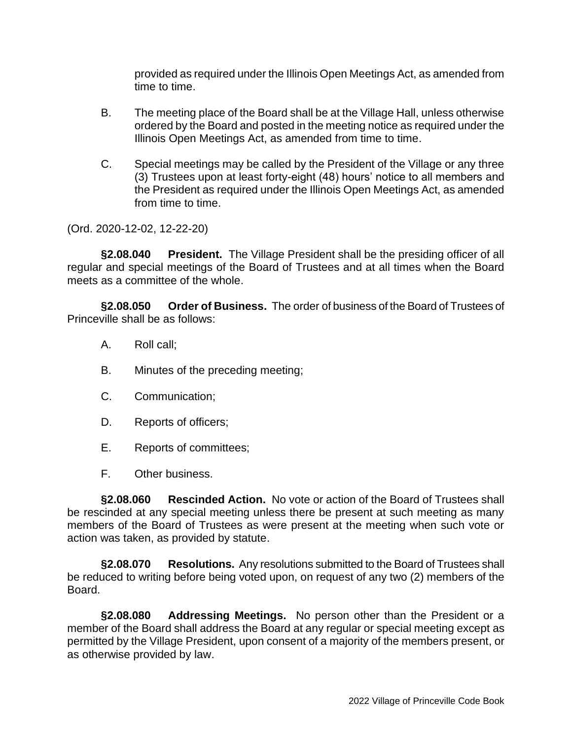provided as required under the Illinois Open Meetings Act, as amended from time to time.

B. The meeting place of the Board shall be at the Village Hall, unless otherwise ordered by the Board and posted in the meeting notice as required under the Illinois Open Meetings Act, as amended from time to time.

C. Special meetings may be called by the President of the Village or any three (3) Trustees upon at least forty-eight (48) hours' notice to all members and the President as required under the Illinois Open Meetings Act, as amended from time to time.

(Ord. 2020-12-02, 12-22-20)

**§2.08.040 President.** The Village President shall be the presiding officer of all regular and special meetings of the Board of Trustees and at all times when the Board meets as a committee of the whole.

**§2.08.050 Order of Business.** The order of business of the Board of Trustees of Princeville shall be as follows:

A. Roll call;

B. Minutes of the preceding meeting;

C. Communication;

D. Reports of officers;

E. Reports of committees;

F. Other business.

**§2.08.060 Rescinded Action.** No vote or action of the Board of Trustees shall be rescinded at any special meeting unless there be present at such meeting as many members of the Board of Trustees as were present at the meeting when such vote or action was taken, as provided by statute.

**§2.08.070 Resolutions.** Any resolutions submitted to the Board of Trustees shall be reduced to writing before being voted upon, on request of any two (2) members of the Board.

**§2.08.080 Addressing Meetings.** No person other than the President or a member of the Board shall address the Board at any regular or special meeting except as permitted by the Village President, upon consent of a majority of the members present, or as otherwise provided by law.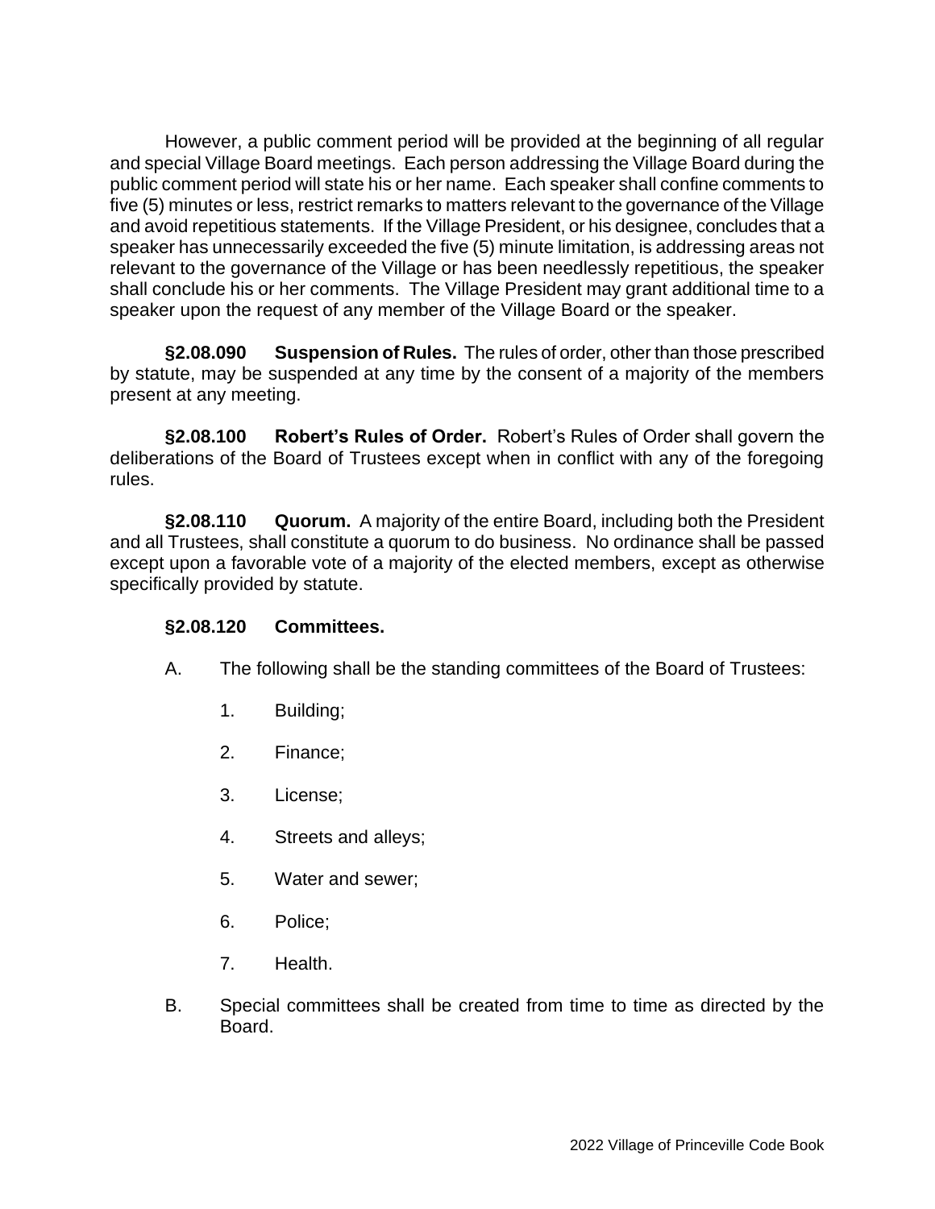However, a public comment period will be provided at the beginning of all regular and special Village Board meetings. Each person addressing the Village Board during the public comment period will state his or her name. Each speaker shall confine comments to five (5) minutes or less, restrict remarks to matters relevant to the governance of the Village and avoid repetitious statements. If the Village President, or his designee, concludes that a speaker has unnecessarily exceeded the five (5) minute limitation, is addressing areas not relevant to the governance of the Village or has been needlessly repetitious, the speaker shall conclude his or her comments. The Village President may grant additional time to a speaker upon the request of any member of the Village Board or the speaker.

**§2.08.090 Suspension of Rules.** The rules of order, other than those prescribed by statute, may be suspended at any time by the consent of a majority of the members present at any meeting.

**§2.08.100 Robert's Rules of Order.** Robert's Rules of Order shall govern the deliberations of the Board of Trustees except when in conflict with any of the foregoing rules.

**§2.08.110 Quorum.** A majority of the entire Board, including both the President and all Trustees, shall constitute a quorum to do business. No ordinance shall be passed except upon a favorable vote of a majority of the elected members, except as otherwise specifically provided by statute.

**§2.08.120 Committees.**

A. The following shall be the standing committees of the Board of Trustees:

1. Building;
2. Finance;
3. License;
4. Streets and alleys;
5. Water and sewer;
6. Police;
7. Health.

B. Special committees shall be created from time to time as directed by the Board.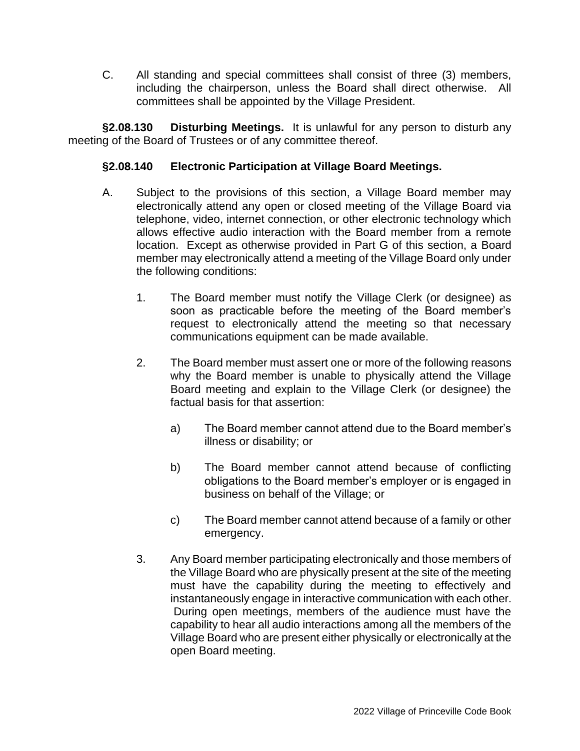C. All standing and special committees shall consist of three (3) members, including the chairperson, unless the Board shall direct otherwise. All committees shall be appointed by the Village President.

**§2.08.130 Disturbing Meetings.** It is unlawful for any person to disturb any meeting of the Board of Trustees or of any committee thereof.

**§2.08.140 Electronic Participation at Village Board Meetings.**

A. Subject to the provisions of this section, a Village Board member may electronically attend any open or closed meeting of the Village Board via telephone, video, internet connection, or other electronic technology which allows effective audio interaction with the Board member from a remote location. Except as otherwise provided in Part G of this section, a Board member may electronically attend a meeting of the Village Board only under the following conditions:

1. The Board member must notify the Village Clerk (or designee) as soon as practicable before the meeting of the Board member's request to electronically attend the meeting so that necessary communications equipment can be made available.

2. The Board member must assert one or more of the following reasons why the Board member is unable to physically attend the Village Board meeting and explain to the Village Clerk (or designee) the factual basis for that assertion:

   a) The Board member cannot attend due to the Board member's illness or disability; or

   b) The Board member cannot attend because of conflicting obligations to the Board member's employer or is engaged in business on behalf of the Village; or

   c) The Board member cannot attend because of a family or other emergency.

3. Any Board member participating electronically and those members of the Village Board who are physically present at the site of the meeting must have the capability during the meeting to effectively and instantaneously engage in interactive communication with each other. During open meetings, members of the audience must have the capability to hear all audio interactions among all the members of the Village Board who are present either physically or electronically at the open Board meeting.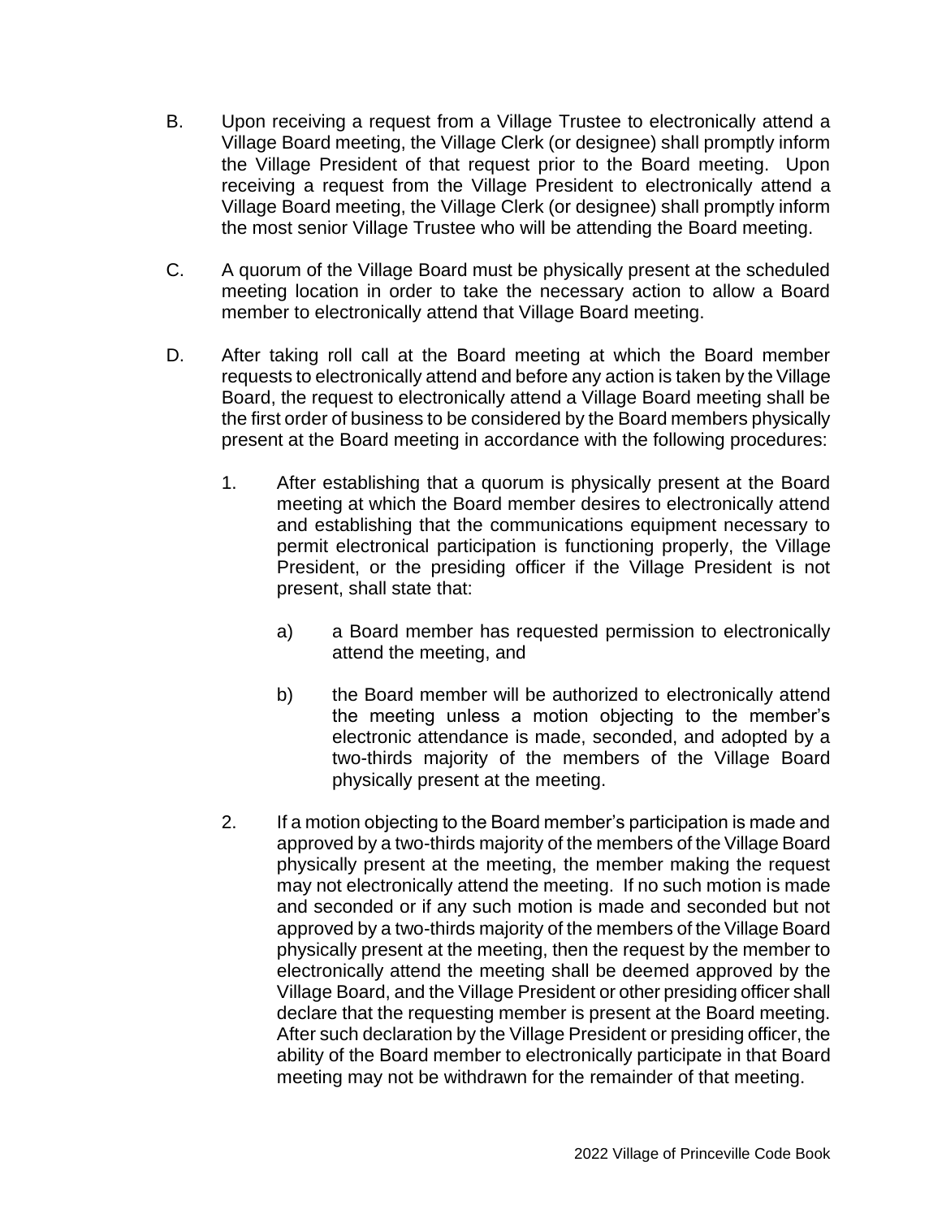B. Upon receiving a request from a Village Trustee to electronically attend a Village Board meeting, the Village Clerk (or designee) shall promptly inform the Village President of that request prior to the Board meeting. Upon receiving a request from the Village President to electronically attend a Village Board meeting, the Village Clerk (or designee) shall promptly inform the most senior Village Trustee who will be attending the Board meeting.

C. A quorum of the Village Board must be physically present at the scheduled meeting location in order to take the necessary action to allow a Board member to electronically attend that Village Board meeting.

D. After taking roll call at the Board meeting at which the Board member requests to electronically attend and before any action is taken by the Village Board, the request to electronically attend a Village Board meeting shall be the first order of business to be considered by the Board members physically present at the Board meeting in accordance with the following procedures:

   1. After establishing that a quorum is physically present at the Board meeting at which the Board member desires to electronically attend and establishing that the communications equipment necessary to permit electronical participation is functioning properly, the Village President, or the presiding officer if the Village President is not present, shall state that:

      a) a Board member has requested permission to electronically attend the meeting, and

      b) the Board member will be authorized to electronically attend the meeting unless a motion objecting to the member's electronic attendance is made, seconded, and adopted by a two-thirds majority of the members of the Village Board physically present at the meeting.

   2. If a motion objecting to the Board member's participation is made and approved by a two-thirds majority of the members of the Village Board physically present at the meeting, the member making the request may not electronically attend the meeting. If no such motion is made and seconded or if any such motion is made and seconded but not approved by a two-thirds majority of the members of the Village Board physically present at the meeting, then the request by the member to electronically attend the meeting shall be deemed approved by the Village Board, and the Village President or other presiding officer shall declare that the requesting member is present at the Board meeting. After such declaration by the Village President or presiding officer, the ability of the Board member to electronically participate in that Board meeting may not be withdrawn for the remainder of that meeting.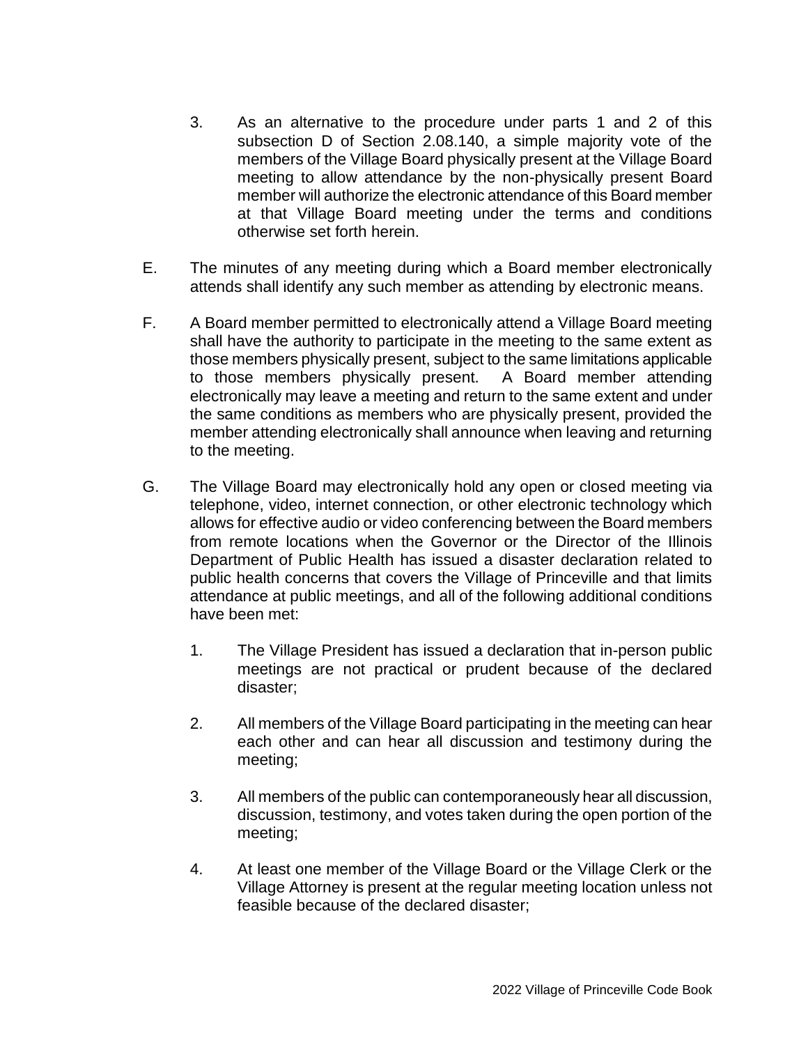3. As an alternative to the procedure under parts 1 and 2 of this subsection D of Section 2.08.140, a simple majority vote of the members of the Village Board physically present at the Village Board meeting to allow attendance by the non-physically present Board member will authorize the electronic attendance of this Board member at that Village Board meeting under the terms and conditions otherwise set forth herein.

E. The minutes of any meeting during which a Board member electronically attends shall identify any such member as attending by electronic means.

F. A Board member permitted to electronically attend a Village Board meeting shall have the authority to participate in the meeting to the same extent as those members physically present, subject to the same limitations applicable to those members physically present. A Board member attending electronically may leave a meeting and return to the same extent and under the same conditions as members who are physically present, provided the member attending electronically shall announce when leaving and returning to the meeting.

G. The Village Board may electronically hold any open or closed meeting via telephone, video, internet connection, or other electronic technology which allows for effective audio or video conferencing between the Board members from remote locations when the Governor or the Director of the Illinois Department of Public Health has issued a disaster declaration related to public health concerns that covers the Village of Princeville and that limits attendance at public meetings, and all of the following additional conditions have been met:

1. The Village President has issued a declaration that in-person public meetings are not practical or prudent because of the declared disaster;

2. All members of the Village Board participating in the meeting can hear each other and can hear all discussion and testimony during the meeting;

3. All members of the public can contemporaneously hear all discussion, discussion, testimony, and votes taken during the open portion of the meeting;

4. At least one member of the Village Board or the Village Clerk or the Village Attorney is present at the regular meeting location unless not feasible because of the declared disaster;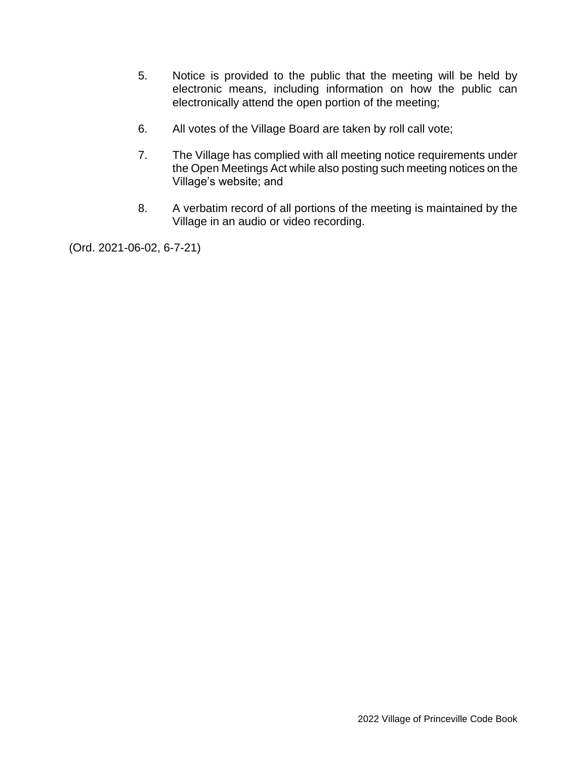5. Notice is provided to the public that the meeting will be held by electronic means, including information on how the public can electronically attend the open portion of the meeting;

6. All votes of the Village Board are taken by roll call vote;

7. The Village has complied with all meeting notice requirements under the Open Meetings Act while also posting such meeting notices on the Village's website; and

8. A verbatim record of all portions of the meeting is maintained by the Village in an audio or video recording.

(Ord. 2021-06-02, 6-7-21)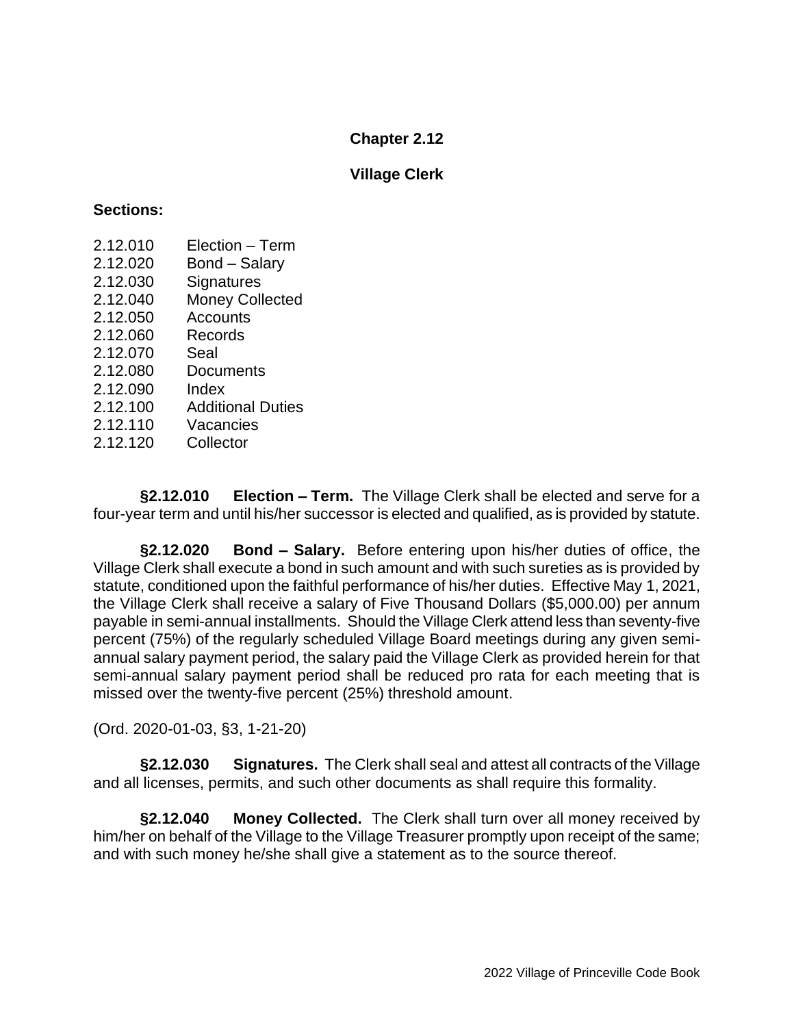# Chapter 2.12

## Village Clerk

**Sections:**

2.12.010 Election – Term
2.12.020 Bond – Salary
2.12.030 Signatures
2.12.040 Money Collected
2.12.050 Accounts
2.12.060 Records
2.12.070 Seal
2.12.080 Documents
2.12.090 Index
2.12.100 Additional Duties
2.12.110 Vacancies
2.12.120 Collector

**§2.12.010 Election – Term.** The Village Clerk shall be elected and serve for a four-year term and until his/her successor is elected and qualified, as is provided by statute.

**§2.12.020 Bond – Salary.** Before entering upon his/her duties of office, the Village Clerk shall execute a bond in such amount and with such sureties as is provided by statute, conditioned upon the faithful performance of his/her duties. Effective May 1, 2021, the Village Clerk shall receive a salary of Five Thousand Dollars ($5,000.00) per annum payable in semi-annual installments. Should the Village Clerk attend less than seventy-five percent (75%) of the regularly scheduled Village Board meetings during any given semi-annual salary payment period, the salary paid the Village Clerk as provided herein for that semi-annual salary payment period shall be reduced pro rata for each meeting that is missed over the twenty-five percent (25%) threshold amount.

(Ord. 2020-01-03, §3, 1-21-20)

**§2.12.030 Signatures.** The Clerk shall seal and attest all contracts of the Village and all licenses, permits, and such other documents as shall require this formality.

**§2.12.040 Money Collected.** The Clerk shall turn over all money received by him/her on behalf of the Village to the Village Treasurer promptly upon receipt of the same; and with such money he/she shall give a statement as to the source thereof.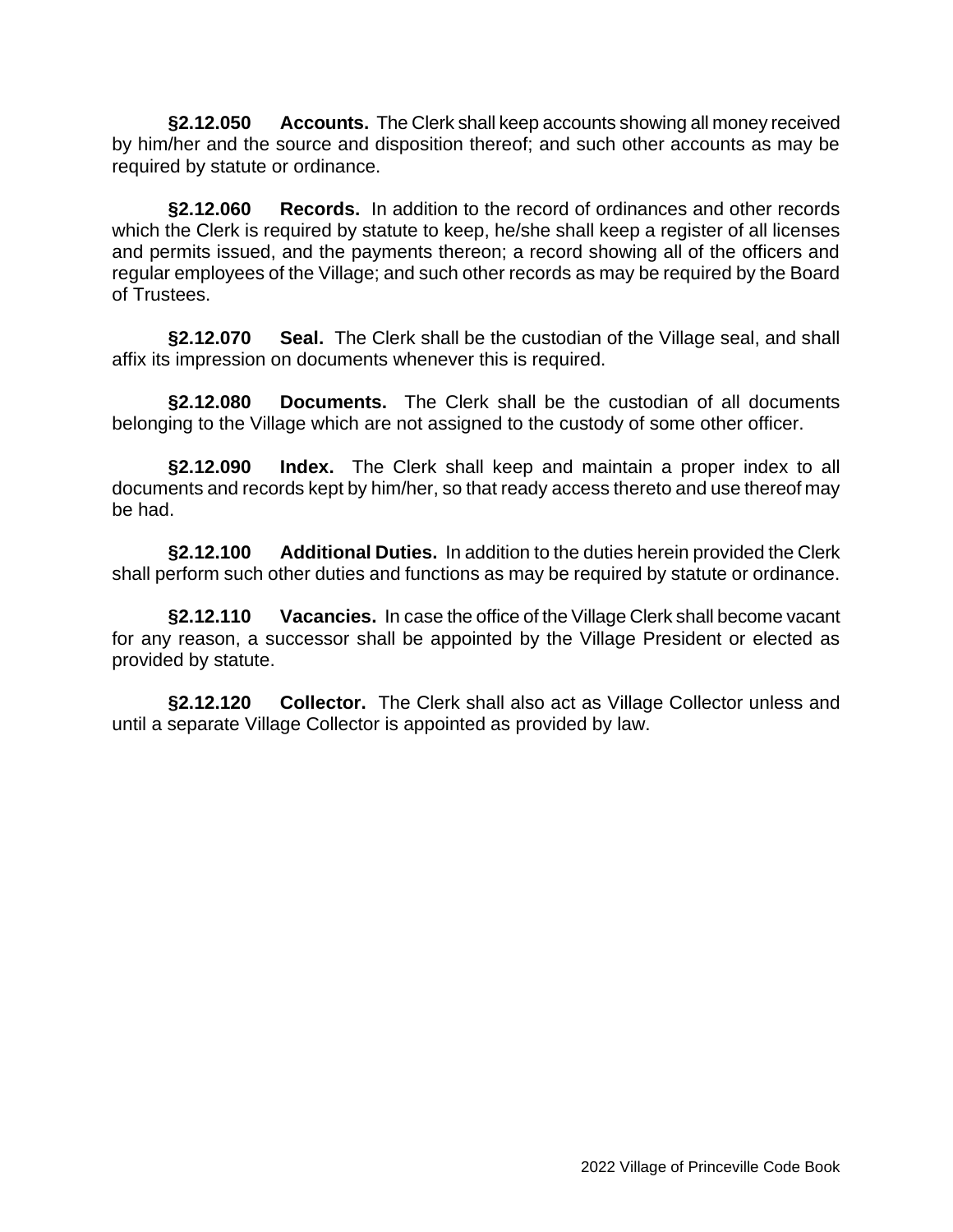**§2.12.050 Accounts.** The Clerk shall keep accounts showing all money received by him/her and the source and disposition thereof; and such other accounts as may be required by statute or ordinance.

**§2.12.060 Records.** In addition to the record of ordinances and other records which the Clerk is required by statute to keep, he/she shall keep a register of all licenses and permits issued, and the payments thereon; a record showing all of the officers and regular employees of the Village; and such other records as may be required by the Board of Trustees.

**§2.12.070 Seal.** The Clerk shall be the custodian of the Village seal, and shall affix its impression on documents whenever this is required.

**§2.12.080 Documents.** The Clerk shall be the custodian of all documents belonging to the Village which are not assigned to the custody of some other officer.

**§2.12.090 Index.** The Clerk shall keep and maintain a proper index to all documents and records kept by him/her, so that ready access thereto and use thereof may be had.

**§2.12.100 Additional Duties.** In addition to the duties herein provided the Clerk shall perform such other duties and functions as may be required by statute or ordinance.

**§2.12.110 Vacancies.** In case the office of the Village Clerk shall become vacant for any reason, a successor shall be appointed by the Village President or elected as provided by statute.

**§2.12.120 Collector.** The Clerk shall also act as Village Collector unless and until a separate Village Collector is appointed as provided by law.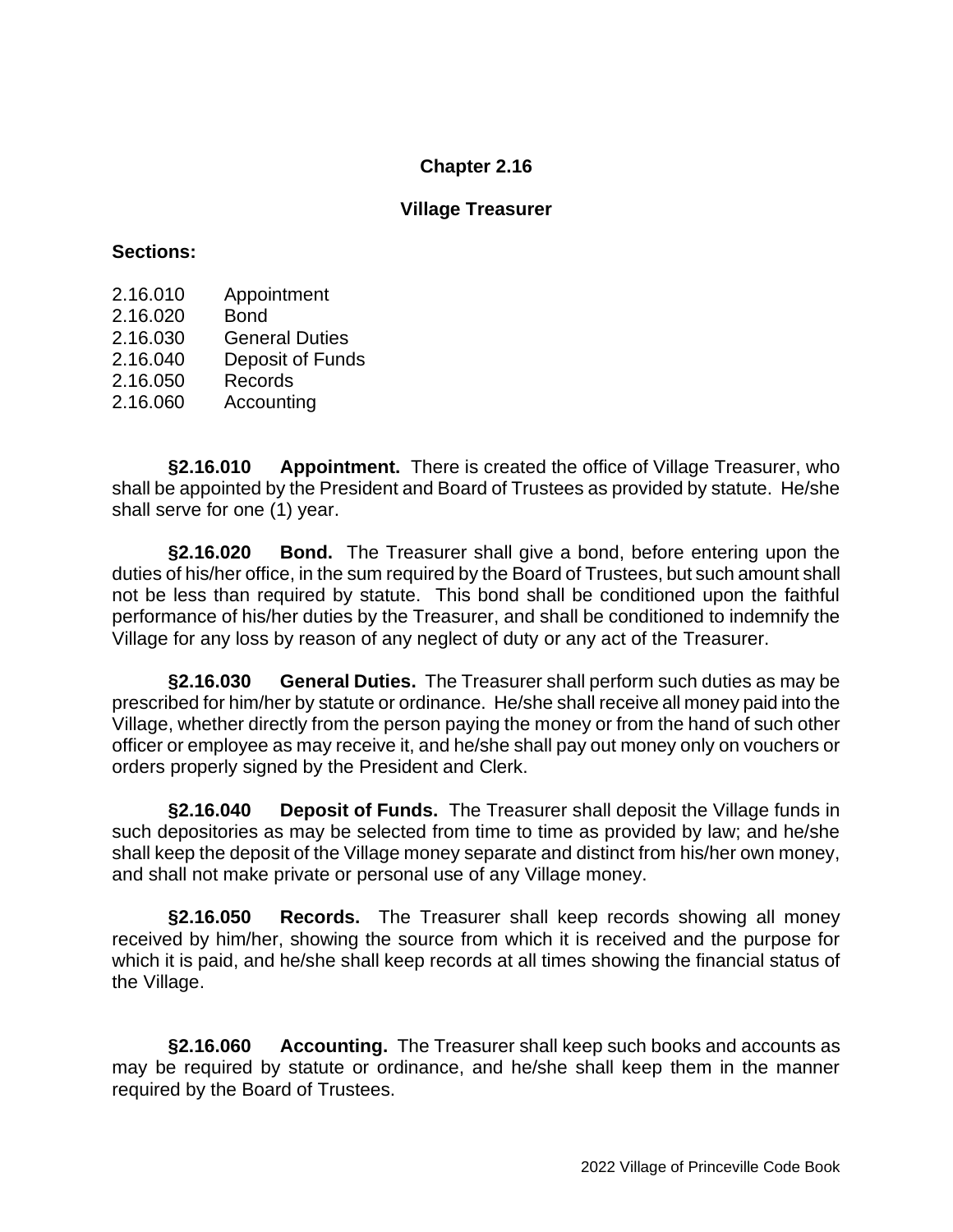# Chapter 2.16

## Village Treasurer

**Sections:**

2.16.010 Appointment
2.16.020 Bond
2.16.030 General Duties
2.16.040 Deposit of Funds
2.16.050 Records
2.16.060 Accounting

**§2.16.010 Appointment.** There is created the office of Village Treasurer, who shall be appointed by the President and Board of Trustees as provided by statute. He/she shall serve for one (1) year.

**§2.16.020 Bond.** The Treasurer shall give a bond, before entering upon the duties of his/her office, in the sum required by the Board of Trustees, but such amount shall not be less than required by statute. This bond shall be conditioned upon the faithful performance of his/her duties by the Treasurer, and shall be conditioned to indemnify the Village for any loss by reason of any neglect of duty or any act of the Treasurer.

**§2.16.030 General Duties.** The Treasurer shall perform such duties as may be prescribed for him/her by statute or ordinance. He/she shall receive all money paid into the Village, whether directly from the person paying the money or from the hand of such other officer or employee as may receive it, and he/she shall pay out money only on vouchers or orders properly signed by the President and Clerk.

**§2.16.040 Deposit of Funds.** The Treasurer shall deposit the Village funds in such depositories as may be selected from time to time as provided by law; and he/she shall keep the deposit of the Village money separate and distinct from his/her own money, and shall not make private or personal use of any Village money.

**§2.16.050 Records.** The Treasurer shall keep records showing all money received by him/her, showing the source from which it is received and the purpose for which it is paid, and he/she shall keep records at all times showing the financial status of the Village.

**§2.16.060 Accounting.** The Treasurer shall keep such books and accounts as may be required by statute or ordinance, and he/she shall keep them in the manner required by the Board of Trustees.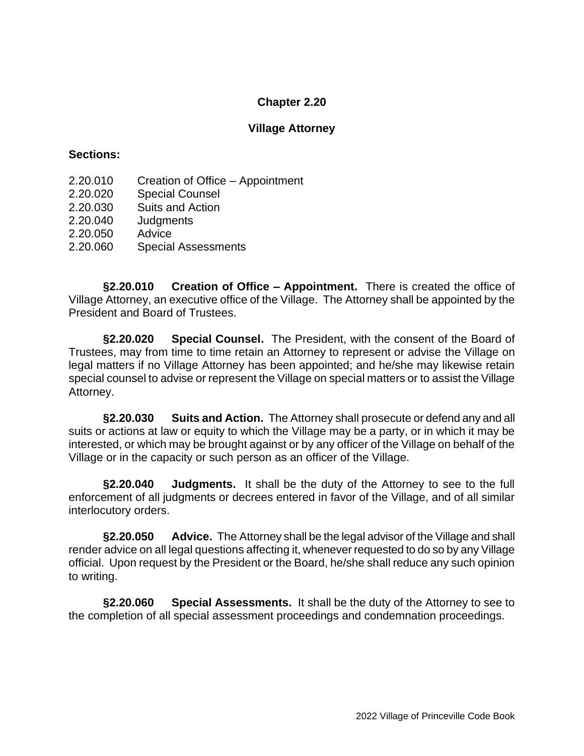# Chapter 2.20

## Village Attorney

**Sections:**

2.20.010 Creation of Office – Appointment
2.20.020 Special Counsel
2.20.030 Suits and Action
2.20.040 Judgments
2.20.050 Advice
2.20.060 Special Assessments

**§2.20.010 Creation of Office – Appointment.** There is created the office of Village Attorney, an executive office of the Village. The Attorney shall be appointed by the President and Board of Trustees.

**§2.20.020 Special Counsel.** The President, with the consent of the Board of Trustees, may from time to time retain an Attorney to represent or advise the Village on legal matters if no Village Attorney has been appointed; and he/she may likewise retain special counsel to advise or represent the Village on special matters or to assist the Village Attorney.

**§2.20.030 Suits and Action.** The Attorney shall prosecute or defend any and all suits or actions at law or equity to which the Village may be a party, or in which it may be interested, or which may be brought against or by any officer of the Village on behalf of the Village or in the capacity or such person as an officer of the Village.

**§2.20.040 Judgments.** It shall be the duty of the Attorney to see to the full enforcement of all judgments or decrees entered in favor of the Village, and of all similar interlocutory orders.

**§2.20.050 Advice.** The Attorney shall be the legal advisor of the Village and shall render advice on all legal questions affecting it, whenever requested to do so by any Village official. Upon request by the President or the Board, he/she shall reduce any such opinion to writing.

**§2.20.060 Special Assessments.** It shall be the duty of the Attorney to see to the completion of all special assessment proceedings and condemnation proceedings.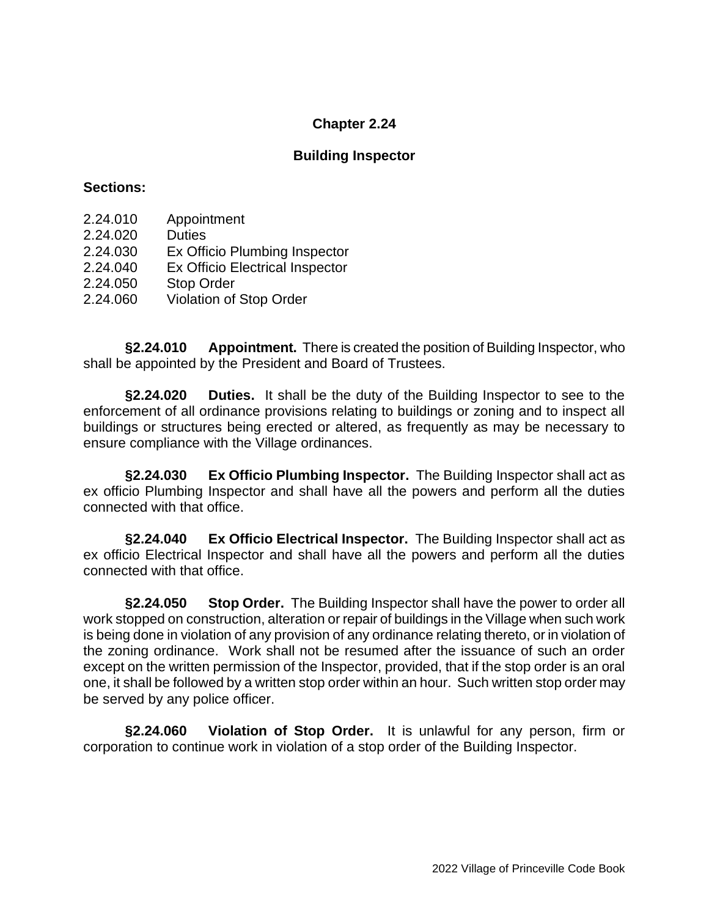# Chapter 2.24

## Building Inspector

**Sections:**

2.24.010 Appointment
2.24.020 Duties
2.24.030 Ex Officio Plumbing Inspector
2.24.040 Ex Officio Electrical Inspector
2.24.050 Stop Order
2.24.060 Violation of Stop Order

**§2.24.010 Appointment.** There is created the position of Building Inspector, who shall be appointed by the President and Board of Trustees.

**§2.24.020 Duties.** It shall be the duty of the Building Inspector to see to the enforcement of all ordinance provisions relating to buildings or zoning and to inspect all buildings or structures being erected or altered, as frequently as may be necessary to ensure compliance with the Village ordinances.

**§2.24.030 Ex Officio Plumbing Inspector.** The Building Inspector shall act as ex officio Plumbing Inspector and shall have all the powers and perform all the duties connected with that office.

**§2.24.040 Ex Officio Electrical Inspector.** The Building Inspector shall act as ex officio Electrical Inspector and shall have all the powers and perform all the duties connected with that office.

**§2.24.050 Stop Order.** The Building Inspector shall have the power to order all work stopped on construction, alteration or repair of buildings in the Village when such work is being done in violation of any provision of any ordinance relating thereto, or in violation of the zoning ordinance. Work shall not be resumed after the issuance of such an order except on the written permission of the Inspector, provided, that if the stop order is an oral one, it shall be followed by a written stop order within an hour. Such written stop order may be served by any police officer.

**§2.24.060 Violation of Stop Order.** It is unlawful for any person, firm or corporation to continue work in violation of a stop order of the Building Inspector.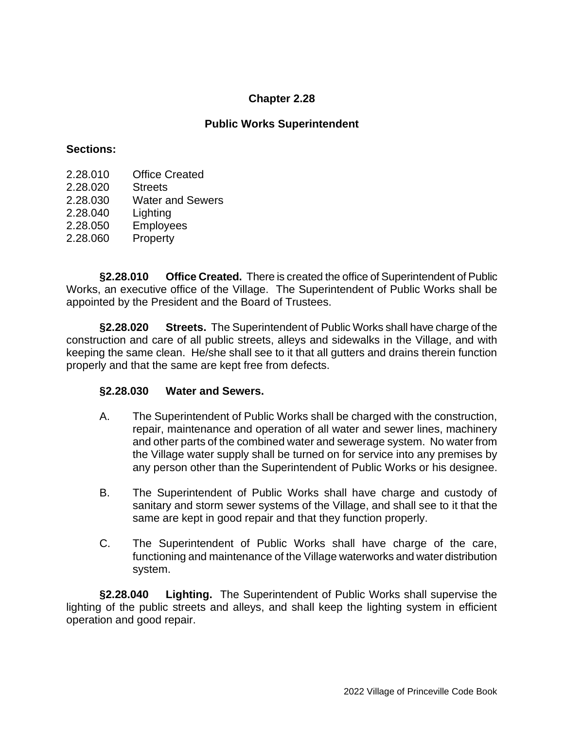# Chapter 2.28

## Public Works Superintendent

**Sections:**

2.28.010 Office Created
2.28.020 Streets
2.28.030 Water and Sewers
2.28.040 Lighting
2.28.050 Employees
2.28.060 Property

**§2.28.010 Office Created.** There is created the office of Superintendent of Public Works, an executive office of the Village. The Superintendent of Public Works shall be appointed by the President and the Board of Trustees.

**§2.28.020 Streets.** The Superintendent of Public Works shall have charge of the construction and care of all public streets, alleys and sidewalks in the Village, and with keeping the same clean. He/she shall see to it that all gutters and drains therein function properly and that the same are kept free from defects.

**§2.28.030 Water and Sewers.**

A. The Superintendent of Public Works shall be charged with the construction, repair, maintenance and operation of all water and sewer lines, machinery and other parts of the combined water and sewerage system. No water from the Village water supply shall be turned on for service into any premises by any person other than the Superintendent of Public Works or his designee.

B. The Superintendent of Public Works shall have charge and custody of sanitary and storm sewer systems of the Village, and shall see to it that the same are kept in good repair and that they function properly.

C. The Superintendent of Public Works shall have charge of the care, functioning and maintenance of the Village waterworks and water distribution system.

**§2.28.040 Lighting.** The Superintendent of Public Works shall supervise the lighting of the public streets and alleys, and shall keep the lighting system in efficient operation and good repair.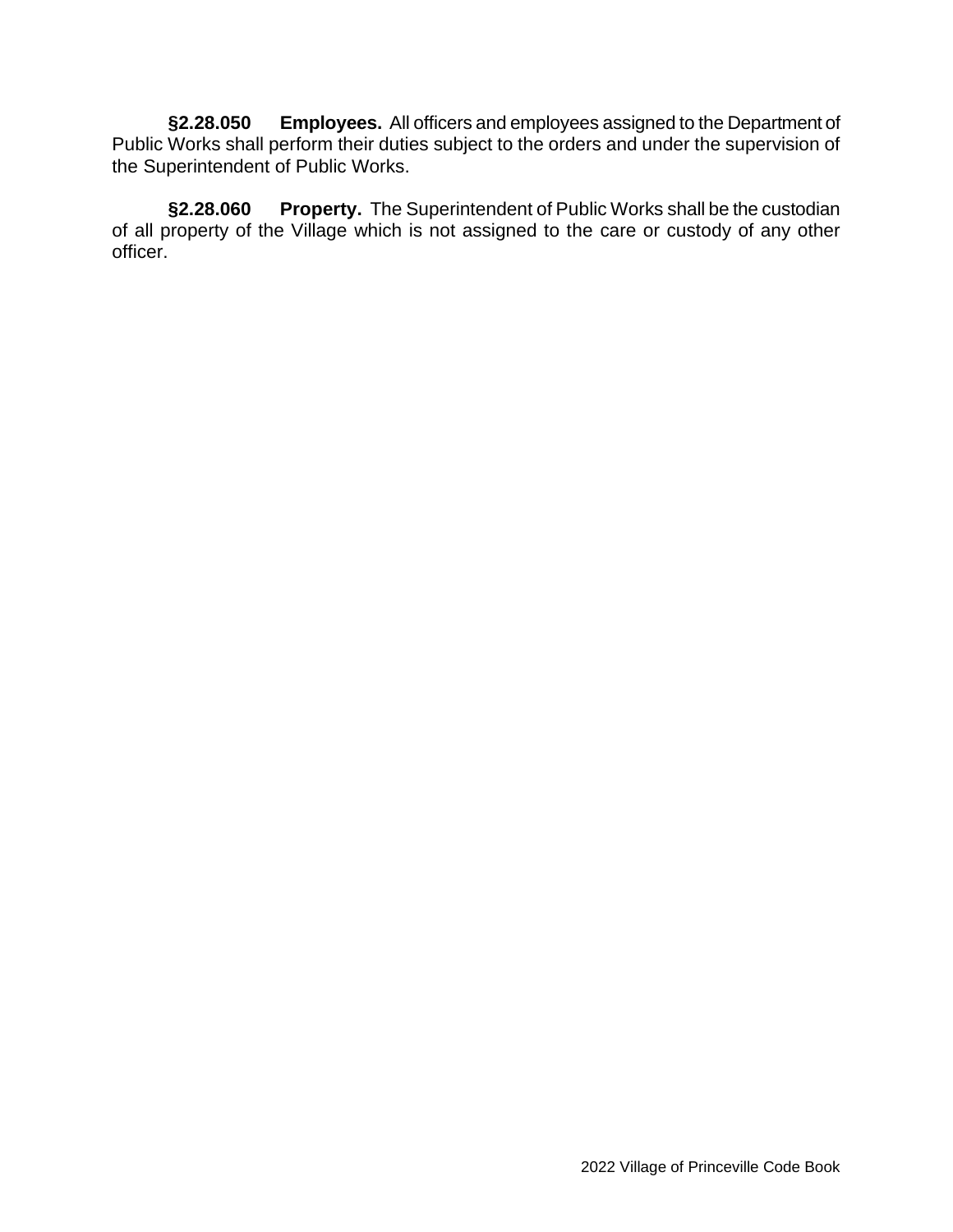**§2.28.050 Employees.** All officers and employees assigned to the Department of Public Works shall perform their duties subject to the orders and under the supervision of the Superintendent of Public Works.

**§2.28.060 Property.** The Superintendent of Public Works shall be the custodian of all property of the Village which is not assigned to the care or custody of any other officer.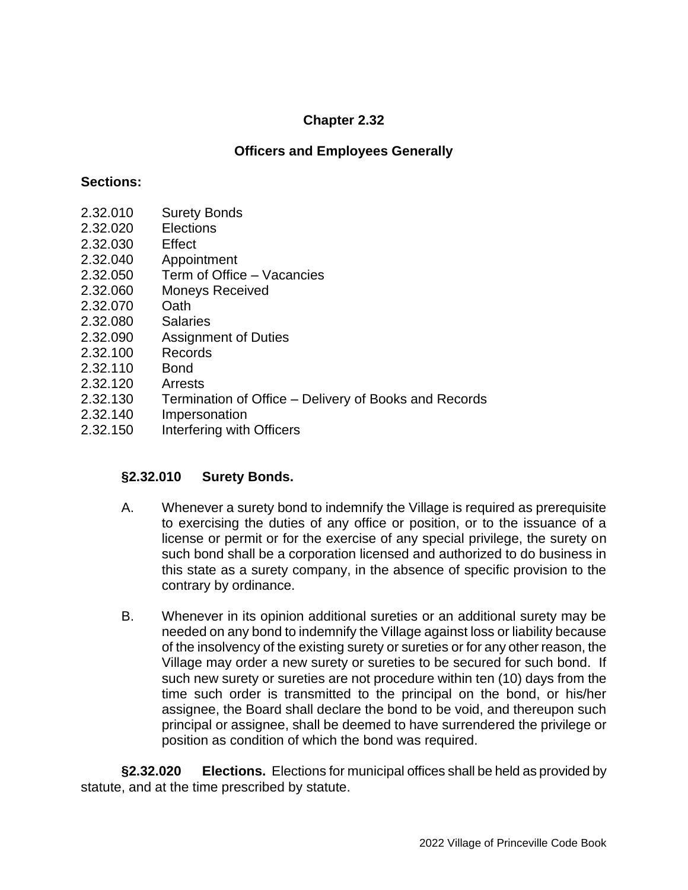# Chapter 2.32

## Officers and Employees Generally

**Sections:**

2.32.010 Surety Bonds
2.32.020 Elections
2.32.030 Effect
2.32.040 Appointment
2.32.050 Term of Office – Vacancies
2.32.060 Moneys Received
2.32.070 Oath
2.32.080 Salaries
2.32.090 Assignment of Duties
2.32.100 Records
2.32.110 Bond
2.32.120 Arrests
2.32.130 Termination of Office – Delivery of Books and Records
2.32.140 Impersonation
2.32.150 Interfering with Officers

**§2.32.010 Surety Bonds.**

A. Whenever a surety bond to indemnify the Village is required as prerequisite to exercising the duties of any office or position, or to the issuance of a license or permit or for the exercise of any special privilege, the surety on such bond shall be a corporation licensed and authorized to do business in this state as a surety company, in the absence of specific provision to the contrary by ordinance.

B. Whenever in its opinion additional sureties or an additional surety may be needed on any bond to indemnify the Village against loss or liability because of the insolvency of the existing surety or sureties or for any other reason, the Village may order a new surety or sureties to be secured for such bond. If such new surety or sureties are not procedure within ten (10) days from the time such order is transmitted to the principal on the bond, or his/her assignee, the Board shall declare the bond to be void, and thereupon such principal or assignee, shall be deemed to have surrendered the privilege or position as condition of which the bond was required.

**§2.32.020 Elections.** Elections for municipal offices shall be held as provided by statute, and at the time prescribed by statute.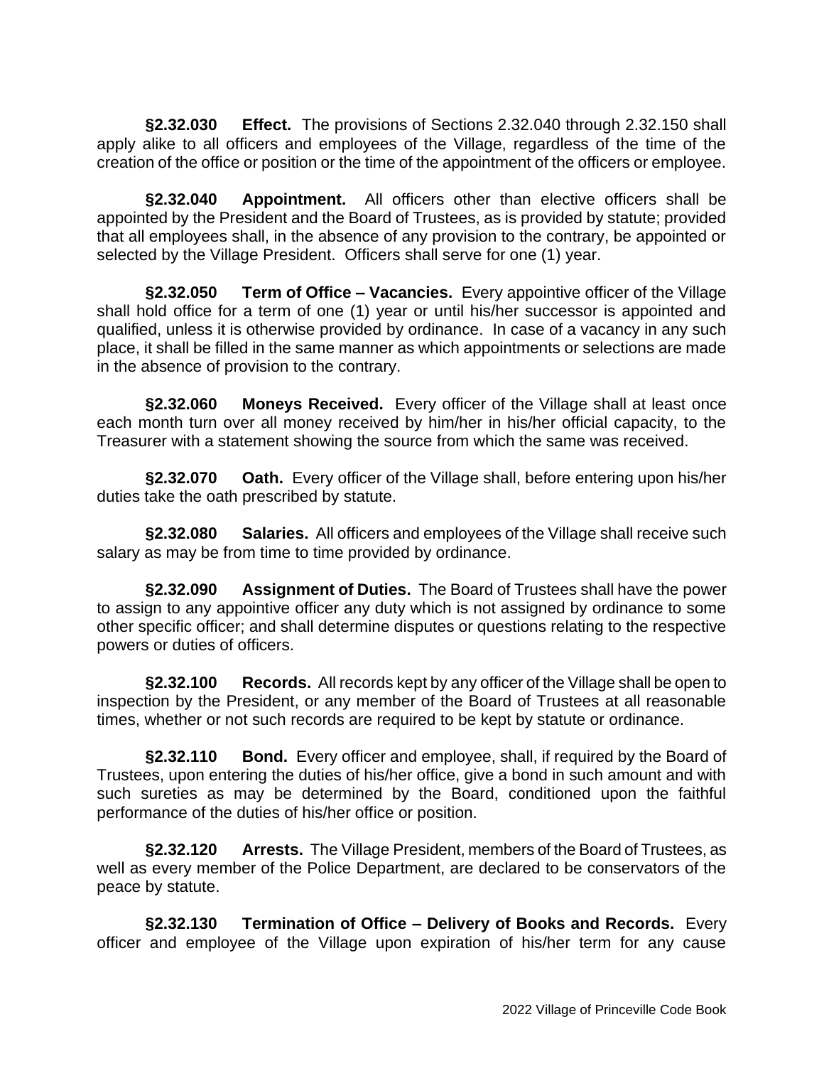**§2.32.030 Effect.** The provisions of Sections 2.32.040 through 2.32.150 shall apply alike to all officers and employees of the Village, regardless of the time of the creation of the office or position or the time of the appointment of the officers or employee.

**§2.32.040 Appointment.** All officers other than elective officers shall be appointed by the President and the Board of Trustees, as is provided by statute; provided that all employees shall, in the absence of any provision to the contrary, be appointed or selected by the Village President. Officers shall serve for one (1) year.

**§2.32.050 Term of Office – Vacancies.** Every appointive officer of the Village shall hold office for a term of one (1) year or until his/her successor is appointed and qualified, unless it is otherwise provided by ordinance. In case of a vacancy in any such place, it shall be filled in the same manner as which appointments or selections are made in the absence of provision to the contrary.

**§2.32.060 Moneys Received.** Every officer of the Village shall at least once each month turn over all money received by him/her in his/her official capacity, to the Treasurer with a statement showing the source from which the same was received.

**§2.32.070 Oath.** Every officer of the Village shall, before entering upon his/her duties take the oath prescribed by statute.

**§2.32.080 Salaries.** All officers and employees of the Village shall receive such salary as may be from time to time provided by ordinance.

**§2.32.090 Assignment of Duties.** The Board of Trustees shall have the power to assign to any appointive officer any duty which is not assigned by ordinance to some other specific officer; and shall determine disputes or questions relating to the respective powers or duties of officers.

**§2.32.100 Records.** All records kept by any officer of the Village shall be open to inspection by the President, or any member of the Board of Trustees at all reasonable times, whether or not such records are required to be kept by statute or ordinance.

**§2.32.110 Bond.** Every officer and employee, shall, if required by the Board of Trustees, upon entering the duties of his/her office, give a bond in such amount and with such sureties as may be determined by the Board, conditioned upon the faithful performance of the duties of his/her office or position.

**§2.32.120 Arrests.** The Village President, members of the Board of Trustees, as well as every member of the Police Department, are declared to be conservators of the peace by statute.

**§2.32.130 Termination of Office – Delivery of Books and Records.** Every officer and employee of the Village upon expiration of his/her term for any cause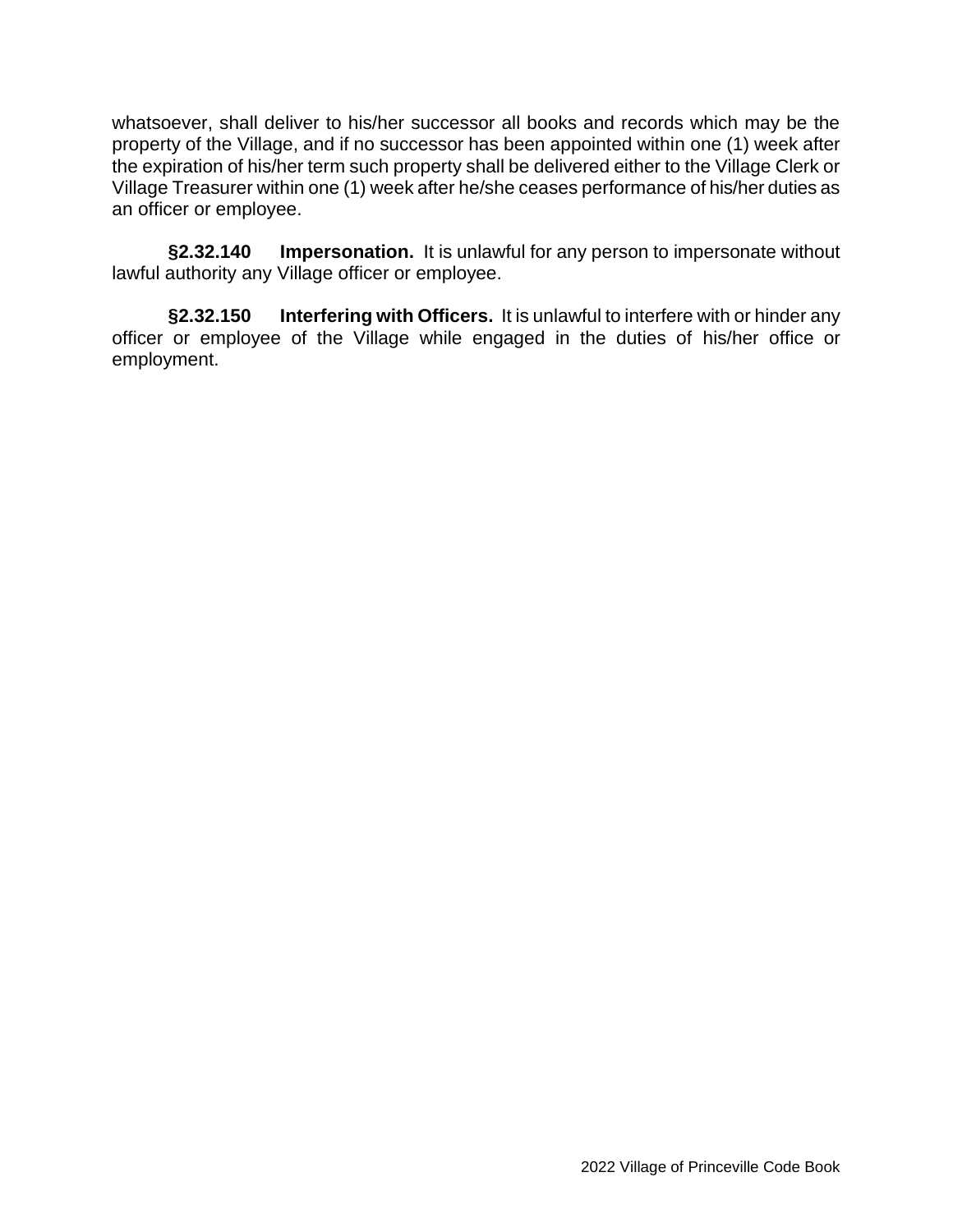whatsoever, shall deliver to his/her successor all books and records which may be the property of the Village, and if no successor has been appointed within one (1) week after the expiration of his/her term such property shall be delivered either to the Village Clerk or Village Treasurer within one (1) week after he/she ceases performance of his/her duties as an officer or employee.

**§2.32.140 Impersonation.** It is unlawful for any person to impersonate without lawful authority any Village officer or employee.

**§2.32.150 Interfering with Officers.** It is unlawful to interfere with or hinder any officer or employee of the Village while engaged in the duties of his/her office or employment.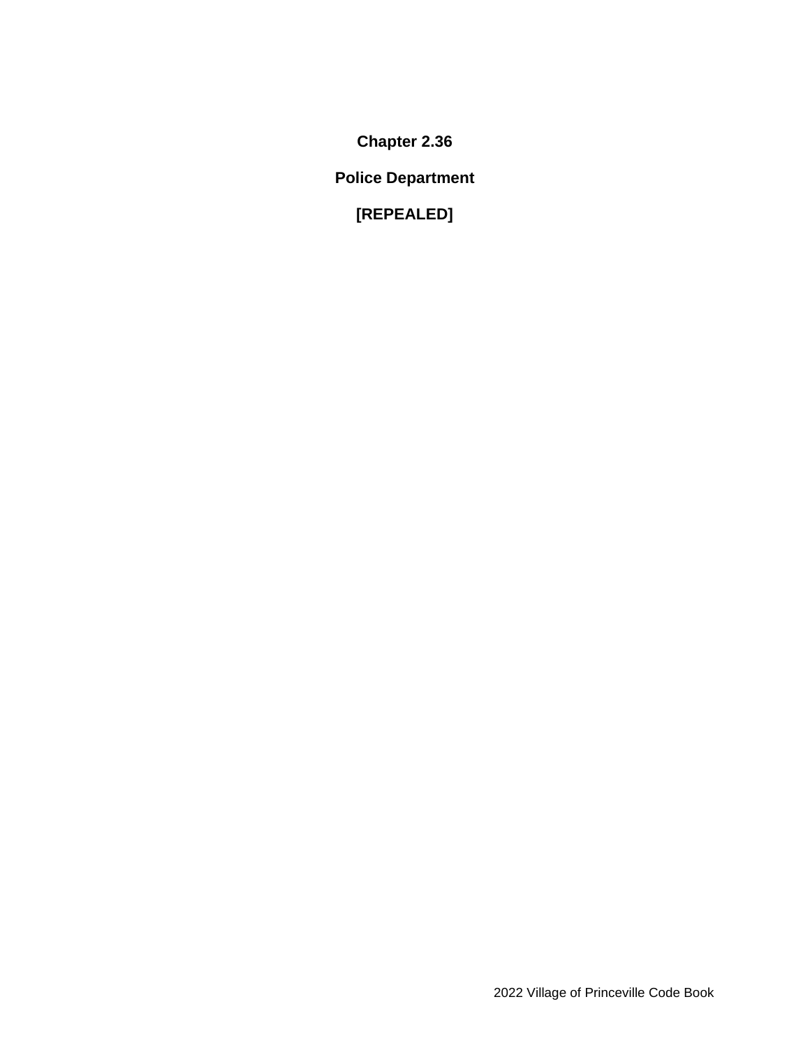# Chapter 2.36

## Police Department

## [REPEALED]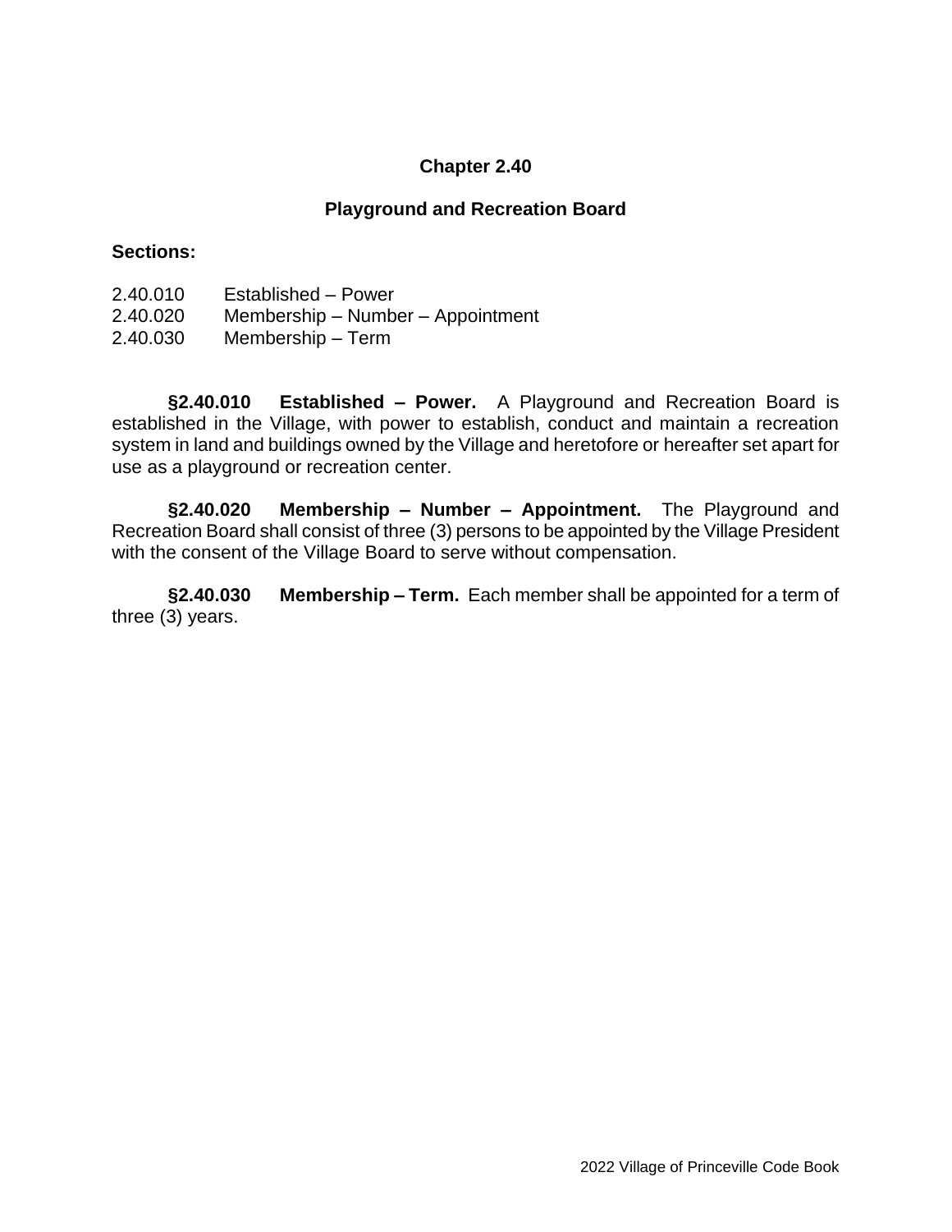# Chapter 2.40

## Playground and Recreation Board

**Sections:**

2.40.010 Established – Power
2.40.020 Membership – Number – Appointment
2.40.030 Membership – Term

**§2.40.010 Established – Power.** A Playground and Recreation Board is established in the Village, with power to establish, conduct and maintain a recreation system in land and buildings owned by the Village and heretofore or hereafter set apart for use as a playground or recreation center.

**§2.40.020 Membership – Number – Appointment.** The Playground and Recreation Board shall consist of three (3) persons to be appointed by the Village President with the consent of the Village Board to serve without compensation.

**§2.40.030 Membership – Term.** Each member shall be appointed for a term of three (3) years.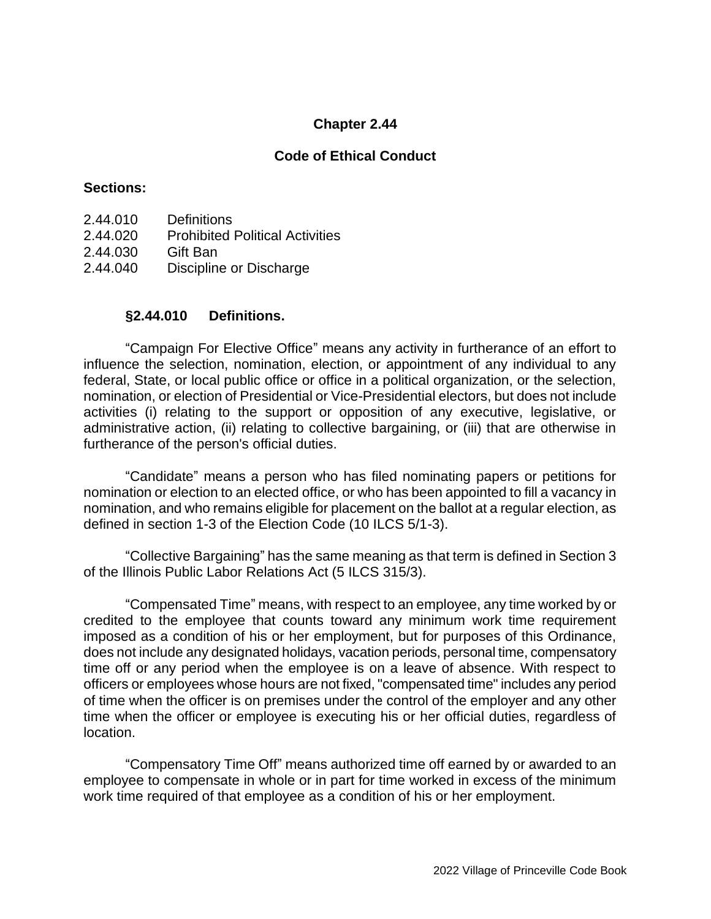# Chapter 2.44

## Code of Ethical Conduct

**Sections:**

2.44.010 Definitions
2.44.020 Prohibited Political Activities
2.44.030 Gift Ban
2.44.040 Discipline or Discharge

### §2.44.010 Definitions.

"Campaign For Elective Office" means any activity in furtherance of an effort to influence the selection, nomination, election, or appointment of any individual to any federal, State, or local public office or office in a political organization, or the selection, nomination, or election of Presidential or Vice-Presidential electors, but does not include activities (i) relating to the support or opposition of any executive, legislative, or administrative action, (ii) relating to collective bargaining, or (iii) that are otherwise in furtherance of the person's official duties.

"Candidate" means a person who has filed nominating papers or petitions for nomination or election to an elected office, or who has been appointed to fill a vacancy in nomination, and who remains eligible for placement on the ballot at a regular election, as defined in section 1-3 of the Election Code (10 ILCS 5/1-3).

"Collective Bargaining" has the same meaning as that term is defined in Section 3 of the Illinois Public Labor Relations Act (5 ILCS 315/3).

"Compensated Time" means, with respect to an employee, any time worked by or credited to the employee that counts toward any minimum work time requirement imposed as a condition of his or her employment, but for purposes of this Ordinance, does not include any designated holidays, vacation periods, personal time, compensatory time off or any period when the employee is on a leave of absence. With respect to officers or employees whose hours are not fixed, "compensated time" includes any period of time when the officer is on premises under the control of the employer and any other time when the officer or employee is executing his or her official duties, regardless of location.

"Compensatory Time Off" means authorized time off earned by or awarded to an employee to compensate in whole or in part for time worked in excess of the minimum work time required of that employee as a condition of his or her employment.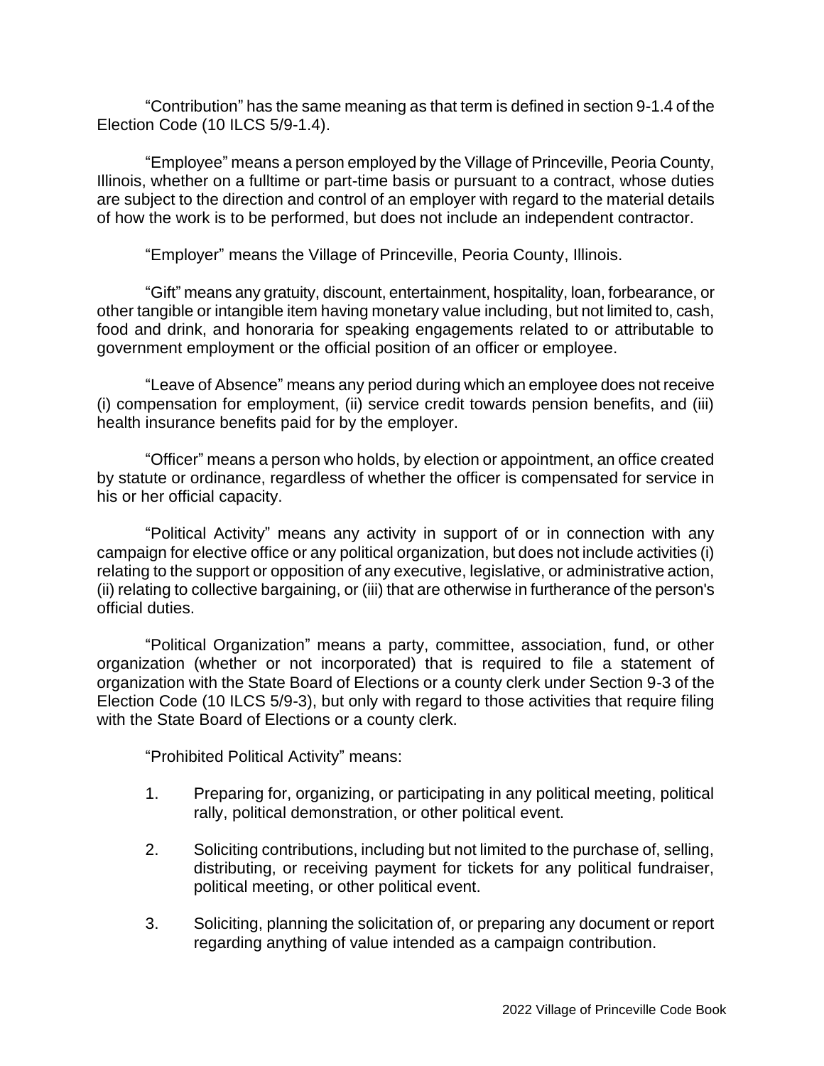"Contribution" has the same meaning as that term is defined in section 9-1.4 of the Election Code (10 ILCS 5/9-1.4).

"Employee" means a person employed by the Village of Princeville, Peoria County, Illinois, whether on a fulltime or part-time basis or pursuant to a contract, whose duties are subject to the direction and control of an employer with regard to the material details of how the work is to be performed, but does not include an independent contractor.

"Employer" means the Village of Princeville, Peoria County, Illinois.

"Gift" means any gratuity, discount, entertainment, hospitality, loan, forbearance, or other tangible or intangible item having monetary value including, but not limited to, cash, food and drink, and honoraria for speaking engagements related to or attributable to government employment or the official position of an officer or employee.

"Leave of Absence" means any period during which an employee does not receive (i) compensation for employment, (ii) service credit towards pension benefits, and (iii) health insurance benefits paid for by the employer.

"Officer" means a person who holds, by election or appointment, an office created by statute or ordinance, regardless of whether the officer is compensated for service in his or her official capacity.

"Political Activity" means any activity in support of or in connection with any campaign for elective office or any political organization, but does not include activities (i) relating to the support or opposition of any executive, legislative, or administrative action, (ii) relating to collective bargaining, or (iii) that are otherwise in furtherance of the person's official duties.

"Political Organization" means a party, committee, association, fund, or other organization (whether or not incorporated) that is required to file a statement of organization with the State Board of Elections or a county clerk under Section 9-3 of the Election Code (10 ILCS 5/9-3), but only with regard to those activities that require filing with the State Board of Elections or a county clerk.

"Prohibited Political Activity" means:

1. Preparing for, organizing, or participating in any political meeting, political rally, political demonstration, or other political event.

2. Soliciting contributions, including but not limited to the purchase of, selling, distributing, or receiving payment for tickets for any political fundraiser, political meeting, or other political event.

3. Soliciting, planning the solicitation of, or preparing any document or report regarding anything of value intended as a campaign contribution.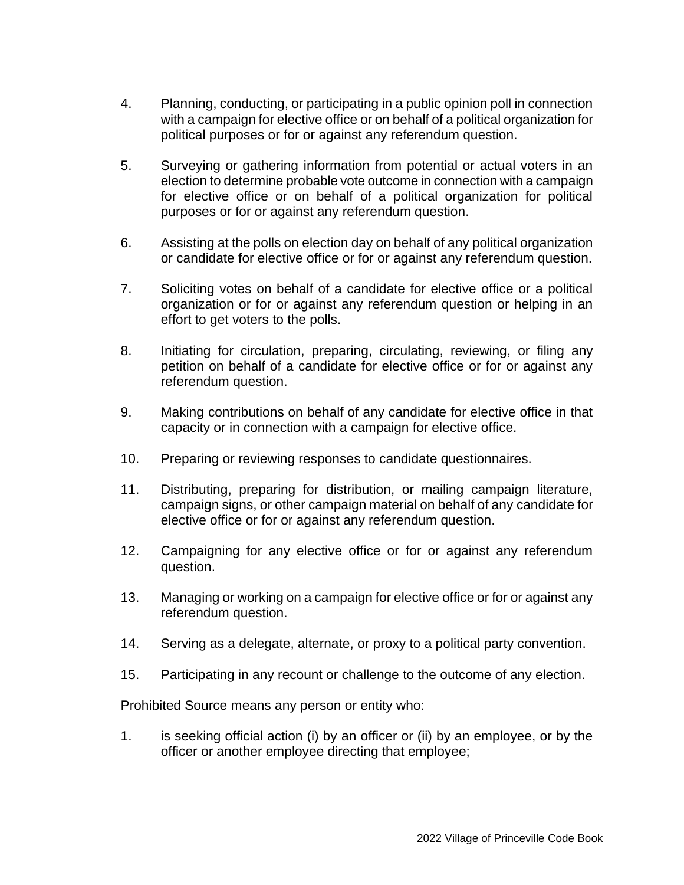4. Planning, conducting, or participating in a public opinion poll in connection with a campaign for elective office or on behalf of a political organization for political purposes or for or against any referendum question.

5. Surveying or gathering information from potential or actual voters in an election to determine probable vote outcome in connection with a campaign for elective office or on behalf of a political organization for political purposes or for or against any referendum question.

6. Assisting at the polls on election day on behalf of any political organization or candidate for elective office or for or against any referendum question.

7. Soliciting votes on behalf of a candidate for elective office or a political organization or for or against any referendum question or helping in an effort to get voters to the polls.

8. Initiating for circulation, preparing, circulating, reviewing, or filing any petition on behalf of a candidate for elective office or for or against any referendum question.

9. Making contributions on behalf of any candidate for elective office in that capacity or in connection with a campaign for elective office.

10. Preparing or reviewing responses to candidate questionnaires.

11. Distributing, preparing for distribution, or mailing campaign literature, campaign signs, or other campaign material on behalf of any candidate for elective office or for or against any referendum question.

12. Campaigning for any elective office or for or against any referendum question.

13. Managing or working on a campaign for elective office or for or against any referendum question.

14. Serving as a delegate, alternate, or proxy to a political party convention.

15. Participating in any recount or challenge to the outcome of any election.

Prohibited Source means any person or entity who:

1. is seeking official action (i) by an officer or (ii) by an employee, or by the officer or another employee directing that employee;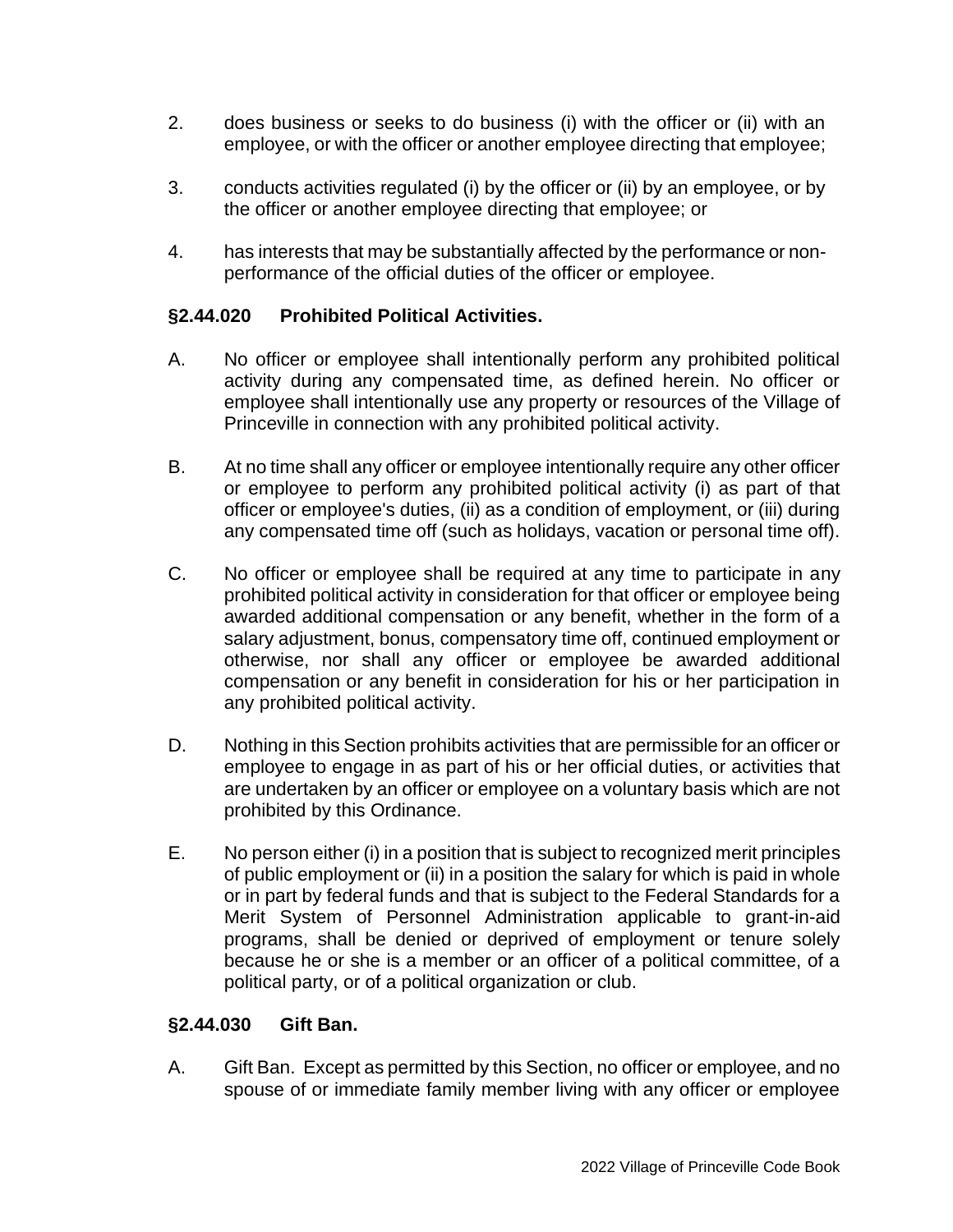2. does business or seeks to do business (i) with the officer or (ii) with an employee, or with the officer or another employee directing that employee;

3. conducts activities regulated (i) by the officer or (ii) by an employee, or by the officer or another employee directing that employee; or

4. has interests that may be substantially affected by the performance or non-performance of the official duties of the officer or employee.

### §2.44.020 Prohibited Political Activities.

A. No officer or employee shall intentionally perform any prohibited political activity during any compensated time, as defined herein. No officer or employee shall intentionally use any property or resources of the Village of Princeville in connection with any prohibited political activity.

B. At no time shall any officer or employee intentionally require any other officer or employee to perform any prohibited political activity (i) as part of that officer or employee's duties, (ii) as a condition of employment, or (iii) during any compensated time off (such as holidays, vacation or personal time off).

C. No officer or employee shall be required at any time to participate in any prohibited political activity in consideration for that officer or employee being awarded additional compensation or any benefit, whether in the form of a salary adjustment, bonus, compensatory time off, continued employment or otherwise, nor shall any officer or employee be awarded additional compensation or any benefit in consideration for his or her participation in any prohibited political activity.

D. Nothing in this Section prohibits activities that are permissible for an officer or employee to engage in as part of his or her official duties, or activities that are undertaken by an officer or employee on a voluntary basis which are not prohibited by this Ordinance.

E. No person either (i) in a position that is subject to recognized merit principles of public employment or (ii) in a position the salary for which is paid in whole or in part by federal funds and that is subject to the Federal Standards for a Merit System of Personnel Administration applicable to grant-in-aid programs, shall be denied or deprived of employment or tenure solely because he or she is a member or an officer of a political committee, of a political party, or of a political organization or club.

### §2.44.030 Gift Ban.

A. Gift Ban. Except as permitted by this Section, no officer or employee, and no spouse of or immediate family member living with any officer or employee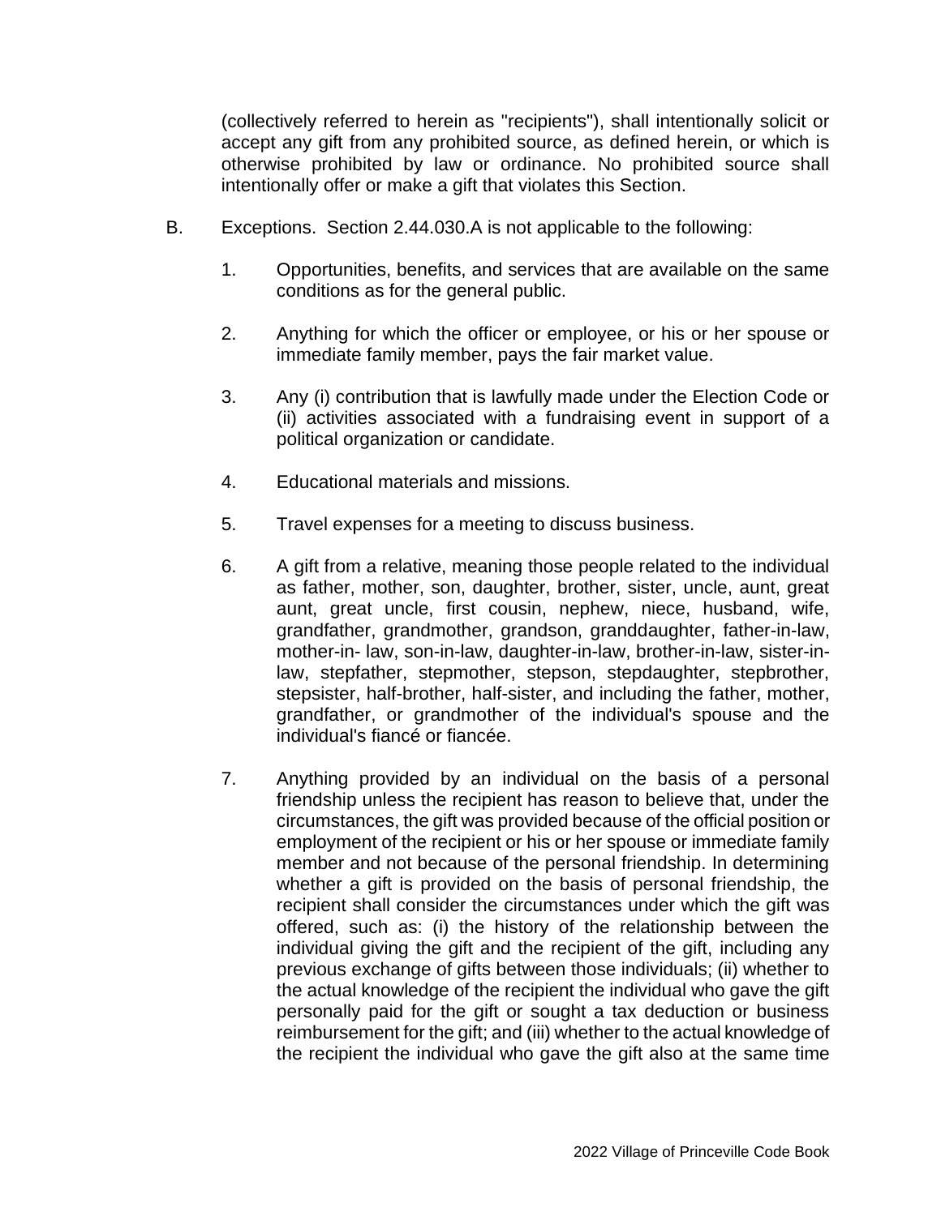(collectively referred to herein as "recipients"), shall intentionally solicit or accept any gift from any prohibited source, as defined herein, or which is otherwise prohibited by law or ordinance. No prohibited source shall intentionally offer or make a gift that violates this Section.

B. Exceptions. Section 2.44.030.A is not applicable to the following:

1. Opportunities, benefits, and services that are available on the same conditions as for the general public.

2. Anything for which the officer or employee, or his or her spouse or immediate family member, pays the fair market value.

3. Any (i) contribution that is lawfully made under the Election Code or (ii) activities associated with a fundraising event in support of a political organization or candidate.

4. Educational materials and missions.

5. Travel expenses for a meeting to discuss business.

6. A gift from a relative, meaning those people related to the individual as father, mother, son, daughter, brother, sister, uncle, aunt, great aunt, great uncle, first cousin, nephew, niece, husband, wife, grandfather, grandmother, grandson, granddaughter, father-in-law, mother-in- law, son-in-law, daughter-in-law, brother-in-law, sister-in-law, stepfather, stepmother, stepson, stepdaughter, stepbrother, stepsister, half-brother, half-sister, and including the father, mother, grandfather, or grandmother of the individual's spouse and the individual's fiancé or fiancée.

7. Anything provided by an individual on the basis of a personal friendship unless the recipient has reason to believe that, under the circumstances, the gift was provided because of the official position or employment of the recipient or his or her spouse or immediate family member and not because of the personal friendship. In determining whether a gift is provided on the basis of personal friendship, the recipient shall consider the circumstances under which the gift was offered, such as: (i) the history of the relationship between the individual giving the gift and the recipient of the gift, including any previous exchange of gifts between those individuals; (ii) whether to the actual knowledge of the recipient the individual who gave the gift personally paid for the gift or sought a tax deduction or business reimbursement for the gift; and (iii) whether to the actual knowledge of the recipient the individual who gave the gift also at the same time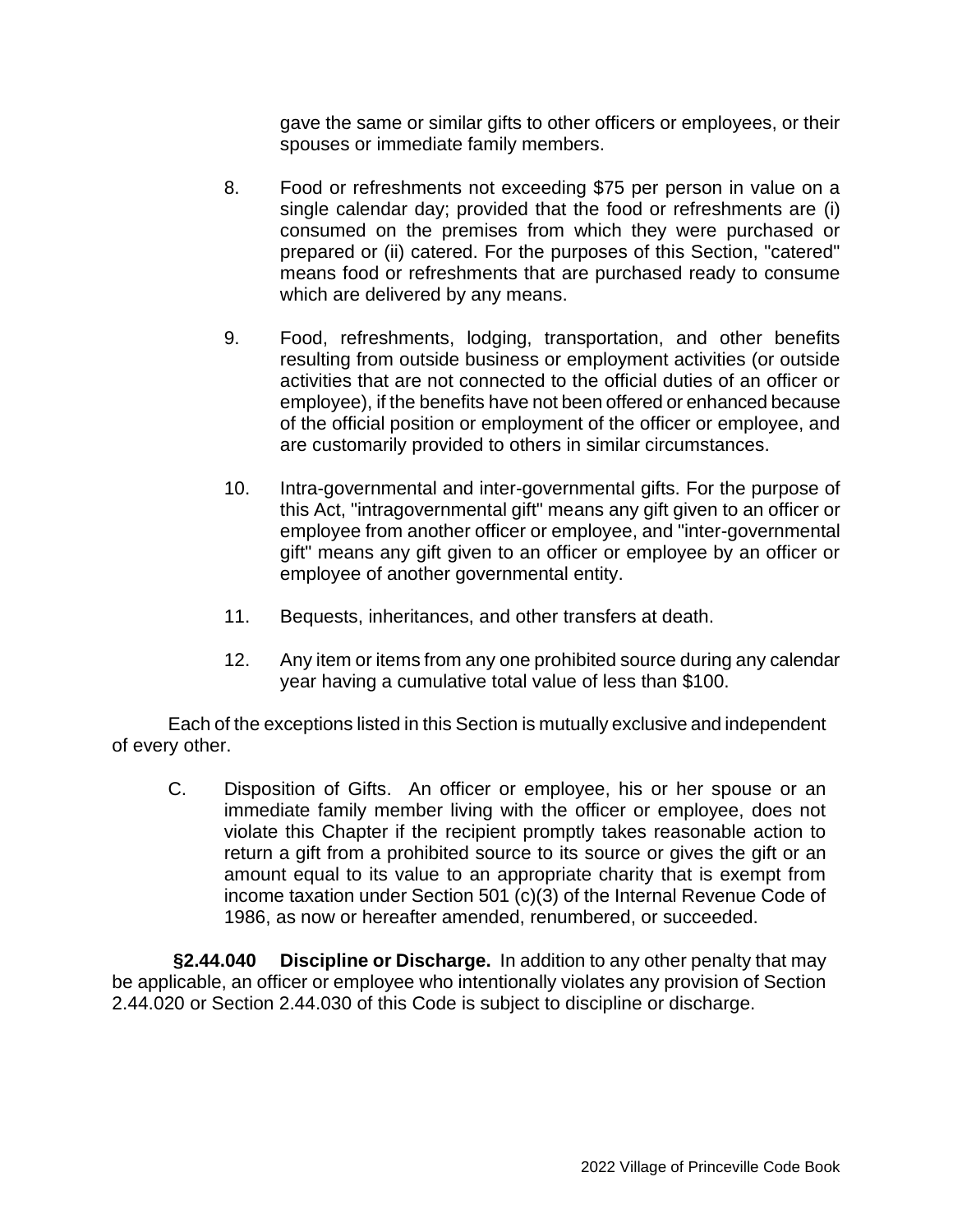gave the same or similar gifts to other officers or employees, or their spouses or immediate family members.

8. Food or refreshments not exceeding $75 per person in value on a single calendar day; provided that the food or refreshments are (i) consumed on the premises from which they were purchased or prepared or (ii) catered. For the purposes of this Section, "catered" means food or refreshments that are purchased ready to consume which are delivered by any means.

9. Food, refreshments, lodging, transportation, and other benefits resulting from outside business or employment activities (or outside activities that are not connected to the official duties of an officer or employee), if the benefits have not been offered or enhanced because of the official position or employment of the officer or employee, and are customarily provided to others in similar circumstances.

10. Intra-governmental and inter-governmental gifts. For the purpose of this Act, "intragovernmental gift" means any gift given to an officer or employee from another officer or employee, and "inter-governmental gift" means any gift given to an officer or employee by an officer or employee of another governmental entity.

11. Bequests, inheritances, and other transfers at death.

12. Any item or items from any one prohibited source during any calendar year having a cumulative total value of less than $100.

Each of the exceptions listed in this Section is mutually exclusive and independent of every other.

C. Disposition of Gifts. An officer or employee, his or her spouse or an immediate family member living with the officer or employee, does not violate this Chapter if the recipient promptly takes reasonable action to return a gift from a prohibited source to its source or gives the gift or an amount equal to its value to an appropriate charity that is exempt from income taxation under Section 501 (c)(3) of the Internal Revenue Code of 1986, as now or hereafter amended, renumbered, or succeeded.

**§2.44.040 Discipline or Discharge.** In addition to any other penalty that may be applicable, an officer or employee who intentionally violates any provision of Section 2.44.020 or Section 2.44.030 of this Code is subject to discipline or discharge.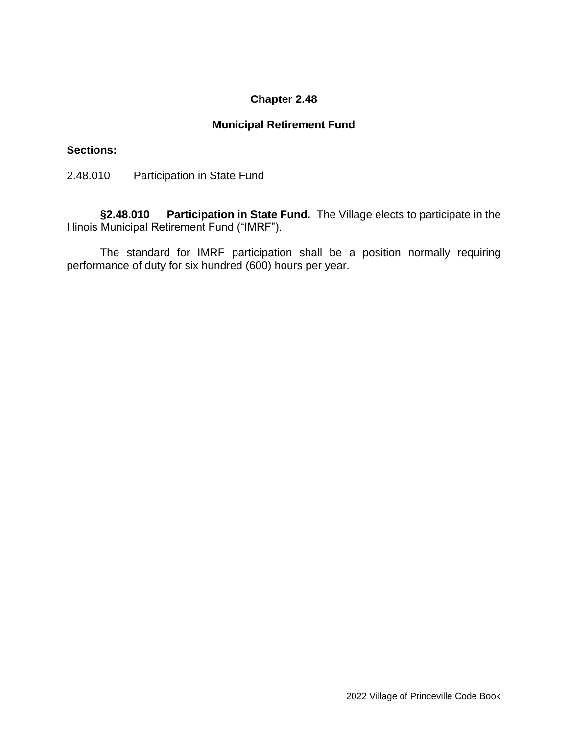# Chapter 2.48

## Municipal Retirement Fund

**Sections:**

2.48.010 Participation in State Fund

**§2.48.010 Participation in State Fund.** The Village elects to participate in the Illinois Municipal Retirement Fund (“IMRF”).

The standard for IMRF participation shall be a position normally requiring performance of duty for six hundred (600) hours per year.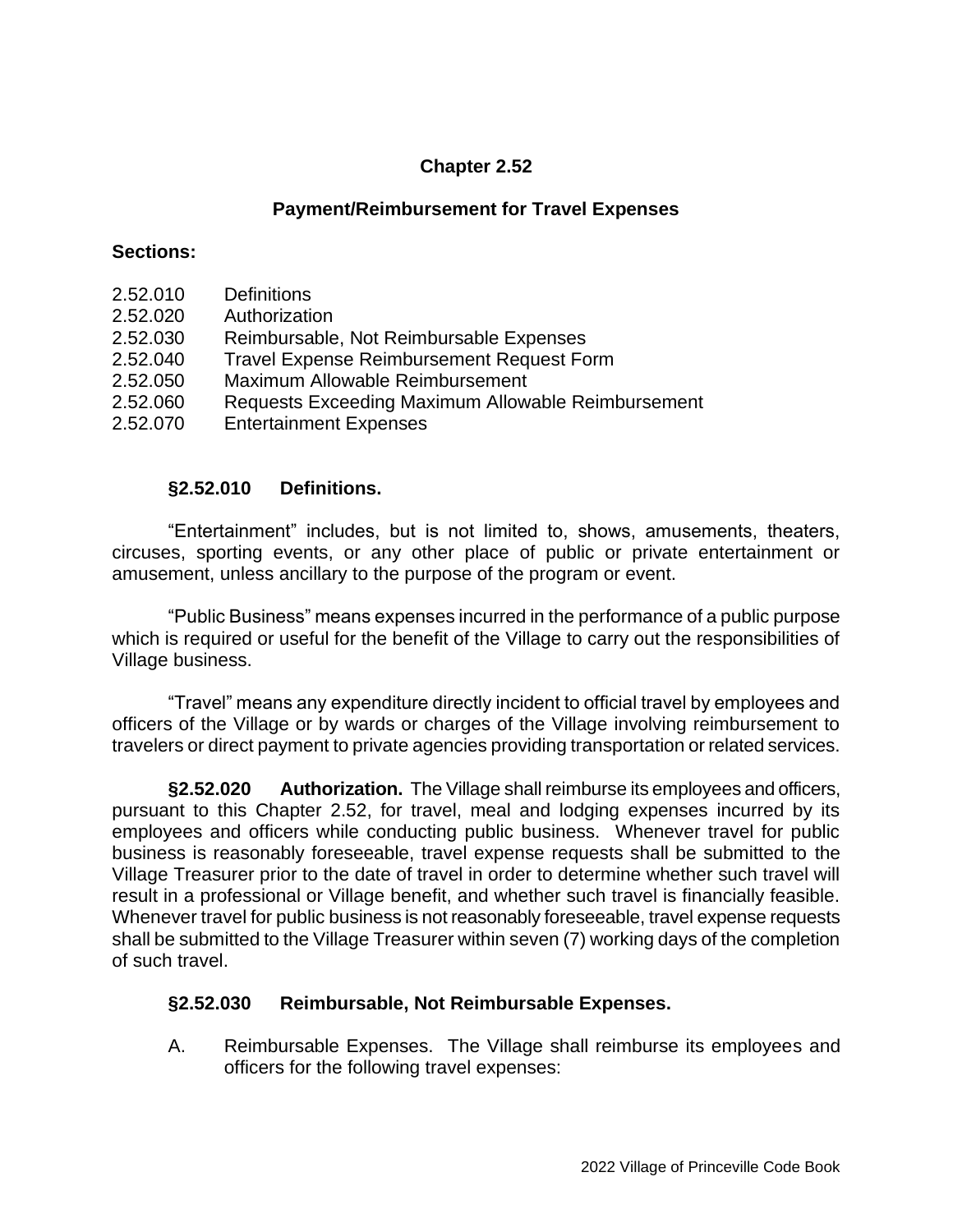# Chapter 2.52

## Payment/Reimbursement for Travel Expenses

**Sections:**

2.52.010 Definitions
2.52.020 Authorization
2.52.030 Reimbursable, Not Reimbursable Expenses
2.52.040 Travel Expense Reimbursement Request Form
2.52.050 Maximum Allowable Reimbursement
2.52.060 Requests Exceeding Maximum Allowable Reimbursement
2.52.070 Entertainment Expenses

### §2.52.010 Definitions.

"Entertainment" includes, but is not limited to, shows, amusements, theaters, circuses, sporting events, or any other place of public or private entertainment or amusement, unless ancillary to the purpose of the program or event.

"Public Business" means expenses incurred in the performance of a public purpose which is required or useful for the benefit of the Village to carry out the responsibilities of Village business.

"Travel" means any expenditure directly incident to official travel by employees and officers of the Village or by wards or charges of the Village involving reimbursement to travelers or direct payment to private agencies providing transportation or related services.

**§2.52.020 Authorization.** The Village shall reimburse its employees and officers, pursuant to this Chapter 2.52, for travel, meal and lodging expenses incurred by its employees and officers while conducting public business. Whenever travel for public business is reasonably foreseeable, travel expense requests shall be submitted to the Village Treasurer prior to the date of travel in order to determine whether such travel will result in a professional or Village benefit, and whether such travel is financially feasible. Whenever travel for public business is not reasonably foreseeable, travel expense requests shall be submitted to the Village Treasurer within seven (7) working days of the completion of such travel.

### §2.52.030 Reimbursable, Not Reimbursable Expenses.

A. Reimbursable Expenses. The Village shall reimburse its employees and officers for the following travel expenses: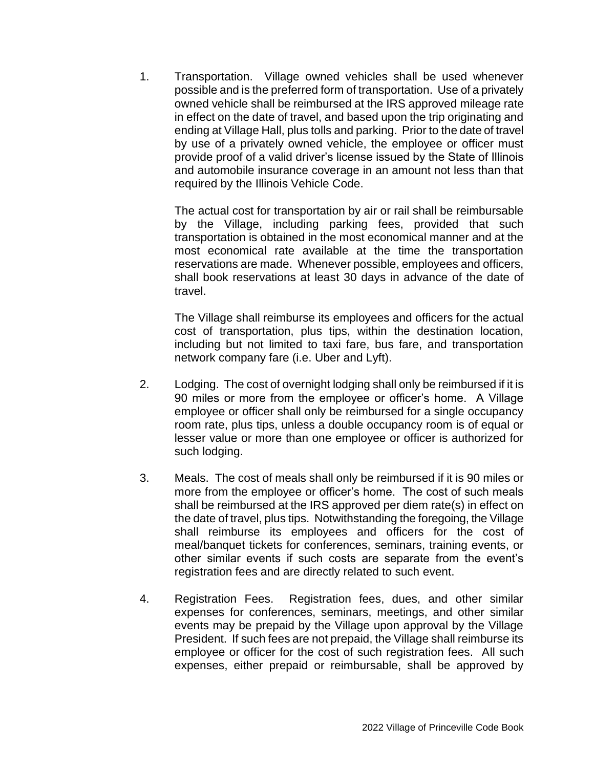1. Transportation. Village owned vehicles shall be used whenever possible and is the preferred form of transportation. Use of a privately owned vehicle shall be reimbursed at the IRS approved mileage rate in effect on the date of travel, and based upon the trip originating and ending at Village Hall, plus tolls and parking. Prior to the date of travel by use of a privately owned vehicle, the employee or officer must provide proof of a valid driver's license issued by the State of Illinois and automobile insurance coverage in an amount not less than that required by the Illinois Vehicle Code.

   The actual cost for transportation by air or rail shall be reimbursable by the Village, including parking fees, provided that such transportation is obtained in the most economical manner and at the most economical rate available at the time the transportation reservations are made. Whenever possible, employees and officers, shall book reservations at least 30 days in advance of the date of travel.

   The Village shall reimburse its employees and officers for the actual cost of transportation, plus tips, within the destination location, including but not limited to taxi fare, bus fare, and transportation network company fare (i.e. Uber and Lyft).

2. Lodging. The cost of overnight lodging shall only be reimbursed if it is 90 miles or more from the employee or officer's home. A Village employee or officer shall only be reimbursed for a single occupancy room rate, plus tips, unless a double occupancy room is of equal or lesser value or more than one employee or officer is authorized for such lodging.

3. Meals. The cost of meals shall only be reimbursed if it is 90 miles or more from the employee or officer's home. The cost of such meals shall be reimbursed at the IRS approved per diem rate(s) in effect on the date of travel, plus tips. Notwithstanding the foregoing, the Village shall reimburse its employees and officers for the cost of meal/banquet tickets for conferences, seminars, training events, or other similar events if such costs are separate from the event's registration fees and are directly related to such event.

4. Registration Fees. Registration fees, dues, and other similar expenses for conferences, seminars, meetings, and other similar events may be prepaid by the Village upon approval by the Village President. If such fees are not prepaid, the Village shall reimburse its employee or officer for the cost of such registration fees. All such expenses, either prepaid or reimbursable, shall be approved by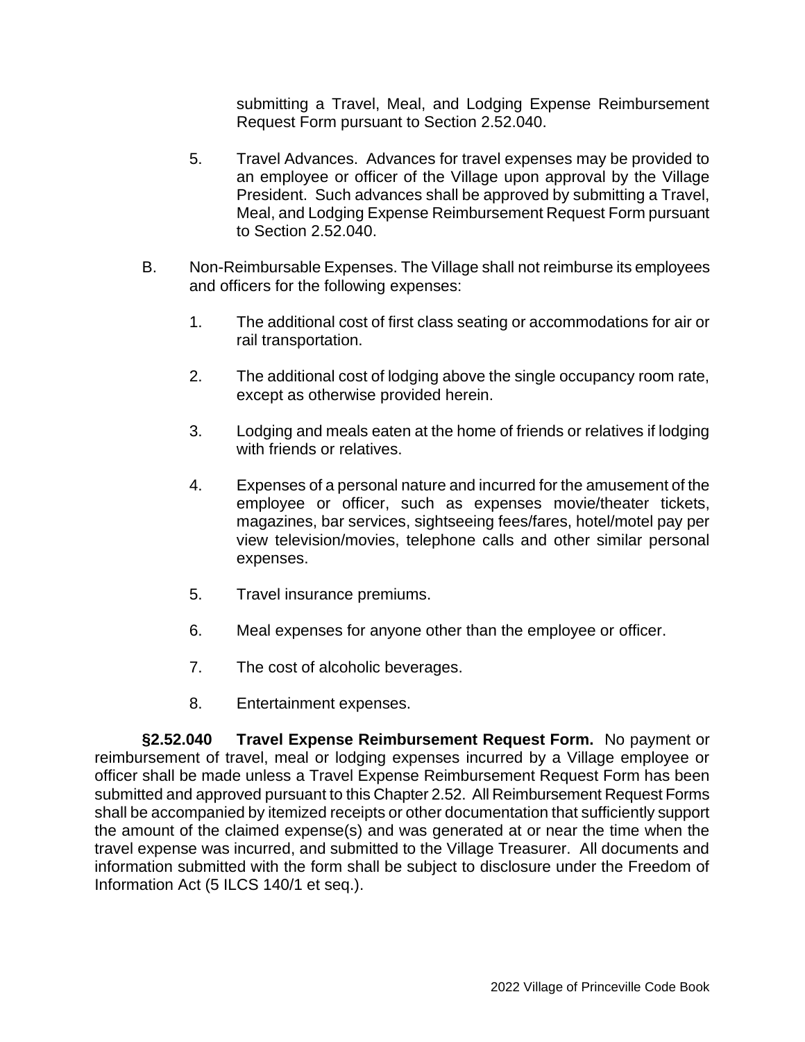submitting a Travel, Meal, and Lodging Expense Reimbursement Request Form pursuant to Section 2.52.040.

5. Travel Advances. Advances for travel expenses may be provided to an employee or officer of the Village upon approval by the Village President. Such advances shall be approved by submitting a Travel, Meal, and Lodging Expense Reimbursement Request Form pursuant to Section 2.52.040.

B. Non-Reimbursable Expenses. The Village shall not reimburse its employees and officers for the following expenses:

1. The additional cost of first class seating or accommodations for air or rail transportation.

2. The additional cost of lodging above the single occupancy room rate, except as otherwise provided herein.

3. Lodging and meals eaten at the home of friends or relatives if lodging with friends or relatives.

4. Expenses of a personal nature and incurred for the amusement of the employee or officer, such as expenses movie/theater tickets, magazines, bar services, sightseeing fees/fares, hotel/motel pay per view television/movies, telephone calls and other similar personal expenses.

5. Travel insurance premiums.

6. Meal expenses for anyone other than the employee or officer.

7. The cost of alcoholic beverages.

8. Entertainment expenses.

**§2.52.040 Travel Expense Reimbursement Request Form.** No payment or reimbursement of travel, meal or lodging expenses incurred by a Village employee or officer shall be made unless a Travel Expense Reimbursement Request Form has been submitted and approved pursuant to this Chapter 2.52. All Reimbursement Request Forms shall be accompanied by itemized receipts or other documentation that sufficiently support the amount of the claimed expense(s) and was generated at or near the time when the travel expense was incurred, and submitted to the Village Treasurer. All documents and information submitted with the form shall be subject to disclosure under the Freedom of Information Act (5 ILCS 140/1 et seq.).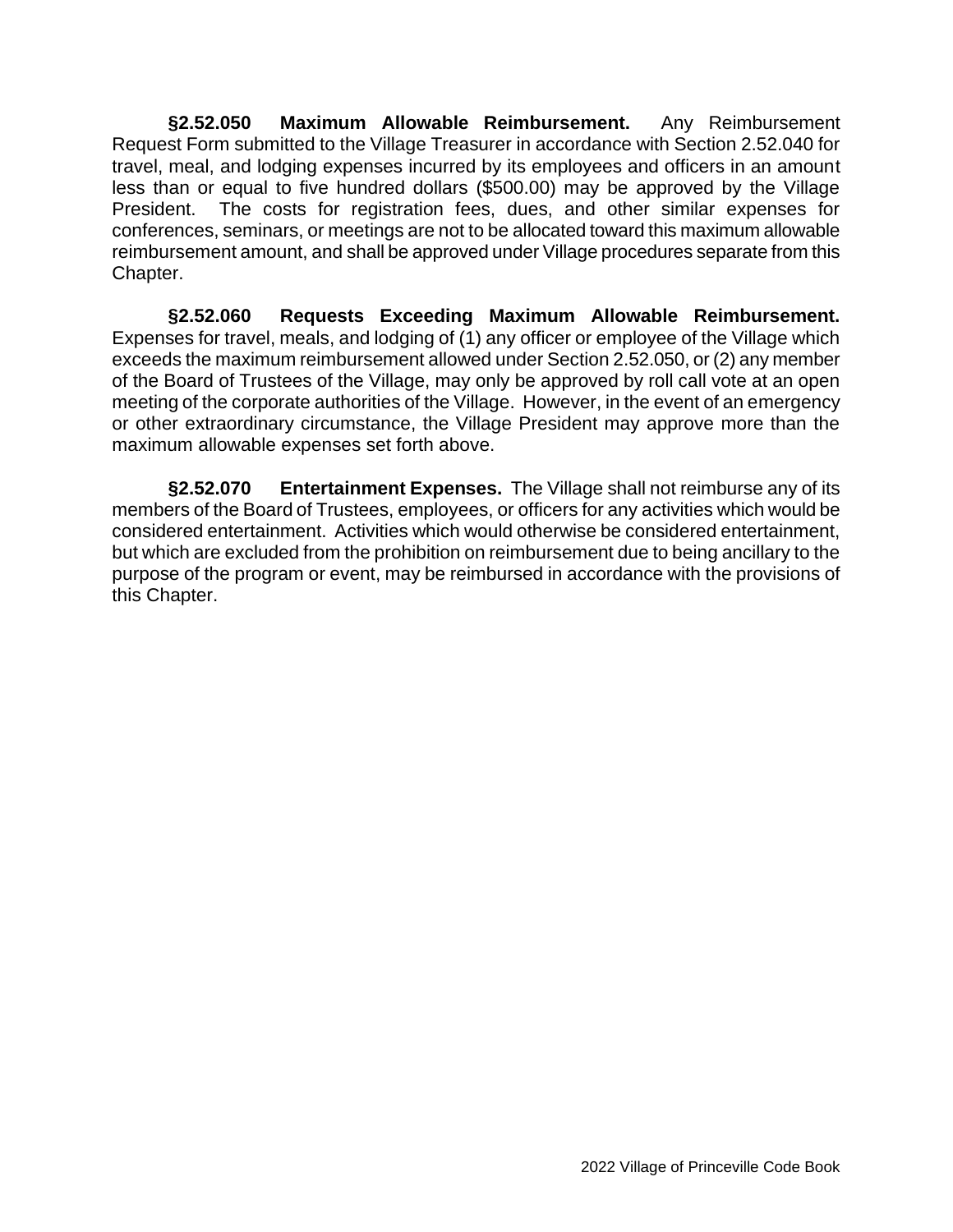**§2.52.050 Maximum Allowable Reimbursement.** Any Reimbursement Request Form submitted to the Village Treasurer in accordance with Section 2.52.040 for travel, meal, and lodging expenses incurred by its employees and officers in an amount less than or equal to five hundred dollars ($500.00) may be approved by the Village President. The costs for registration fees, dues, and other similar expenses for conferences, seminars, or meetings are not to be allocated toward this maximum allowable reimbursement amount, and shall be approved under Village procedures separate from this Chapter.

**§2.52.060 Requests Exceeding Maximum Allowable Reimbursement.** Expenses for travel, meals, and lodging of (1) any officer or employee of the Village which exceeds the maximum reimbursement allowed under Section 2.52.050, or (2) any member of the Board of Trustees of the Village, may only be approved by roll call vote at an open meeting of the corporate authorities of the Village. However, in the event of an emergency or other extraordinary circumstance, the Village President may approve more than the maximum allowable expenses set forth above.

**§2.52.070 Entertainment Expenses.** The Village shall not reimburse any of its members of the Board of Trustees, employees, or officers for any activities which would be considered entertainment. Activities which would otherwise be considered entertainment, but which are excluded from the prohibition on reimbursement due to being ancillary to the purpose of the program or event, may be reimbursed in accordance with the provisions of this Chapter.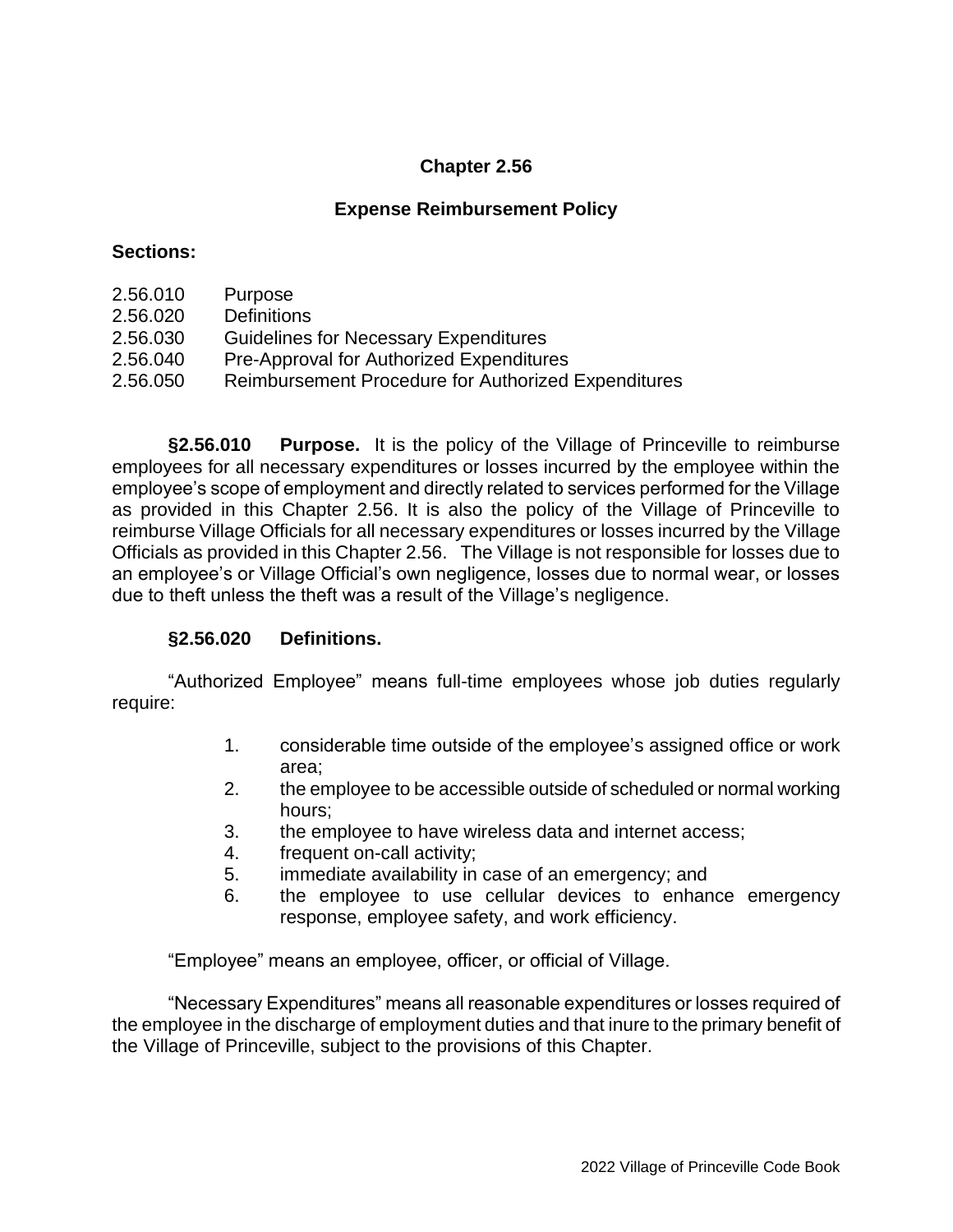# Chapter 2.56

## Expense Reimbursement Policy

**Sections:**

2.56.010 Purpose
2.56.020 Definitions
2.56.030 Guidelines for Necessary Expenditures
2.56.040 Pre-Approval for Authorized Expenditures
2.56.050 Reimbursement Procedure for Authorized Expenditures

**§2.56.010 Purpose.** It is the policy of the Village of Princeville to reimburse employees for all necessary expenditures or losses incurred by the employee within the employee's scope of employment and directly related to services performed for the Village as provided in this Chapter 2.56. It is also the policy of the Village of Princeville to reimburse Village Officials for all necessary expenditures or losses incurred by the Village Officials as provided in this Chapter 2.56. The Village is not responsible for losses due to an employee's or Village Official's own negligence, losses due to normal wear, or losses due to theft unless the theft was a result of the Village's negligence.

**§2.56.020 Definitions.**

"Authorized Employee" means full-time employees whose job duties regularly require:

1. considerable time outside of the employee's assigned office or work area;
2. the employee to be accessible outside of scheduled or normal working hours;
3. the employee to have wireless data and internet access;
4. frequent on-call activity;
5. immediate availability in case of an emergency; and
6. the employee to use cellular devices to enhance emergency response, employee safety, and work efficiency.

"Employee" means an employee, officer, or official of Village.

"Necessary Expenditures" means all reasonable expenditures or losses required of the employee in the discharge of employment duties and that inure to the primary benefit of the Village of Princeville, subject to the provisions of this Chapter.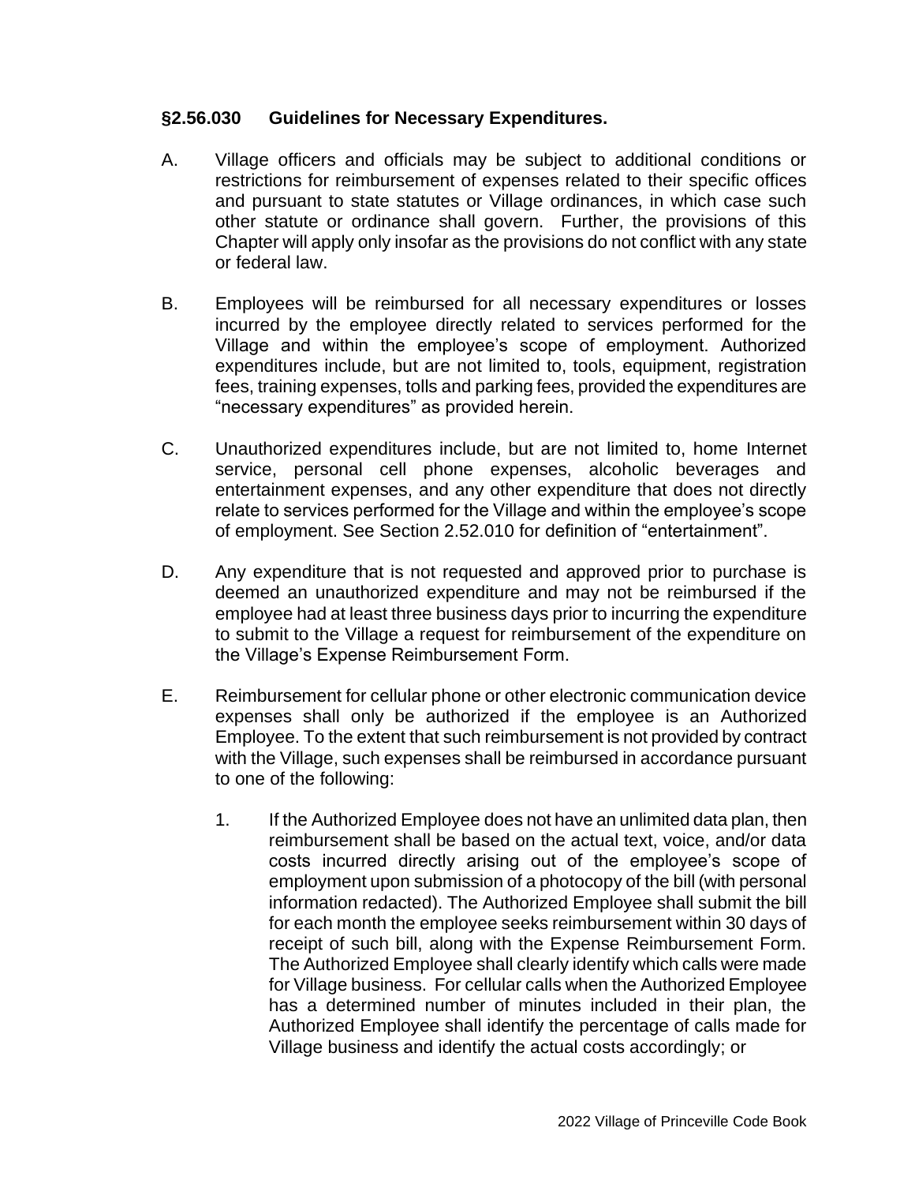### §2.56.030 Guidelines for Necessary Expenditures.

A. Village officers and officials may be subject to additional conditions or restrictions for reimbursement of expenses related to their specific offices and pursuant to state statutes or Village ordinances, in which case such other statute or ordinance shall govern. Further, the provisions of this Chapter will apply only insofar as the provisions do not conflict with any state or federal law.

B. Employees will be reimbursed for all necessary expenditures or losses incurred by the employee directly related to services performed for the Village and within the employee's scope of employment. Authorized expenditures include, but are not limited to, tools, equipment, registration fees, training expenses, tolls and parking fees, provided the expenditures are "necessary expenditures" as provided herein.

C. Unauthorized expenditures include, but are not limited to, home Internet service, personal cell phone expenses, alcoholic beverages and entertainment expenses, and any other expenditure that does not directly relate to services performed for the Village and within the employee's scope of employment. See Section 2.52.010 for definition of "entertainment".

D. Any expenditure that is not requested and approved prior to purchase is deemed an unauthorized expenditure and may not be reimbursed if the employee had at least three business days prior to incurring the expenditure to submit to the Village a request for reimbursement of the expenditure on the Village's Expense Reimbursement Form.

E. Reimbursement for cellular phone or other electronic communication device expenses shall only be authorized if the employee is an Authorized Employee. To the extent that such reimbursement is not provided by contract with the Village, such expenses shall be reimbursed in accordance pursuant to one of the following:

   1. If the Authorized Employee does not have an unlimited data plan, then reimbursement shall be based on the actual text, voice, and/or data costs incurred directly arising out of the employee's scope of employment upon submission of a photocopy of the bill (with personal information redacted). The Authorized Employee shall submit the bill for each month the employee seeks reimbursement within 30 days of receipt of such bill, along with the Expense Reimbursement Form. The Authorized Employee shall clearly identify which calls were made for Village business. For cellular calls when the Authorized Employee has a determined number of minutes included in their plan, the Authorized Employee shall identify the percentage of calls made for Village business and identify the actual costs accordingly; or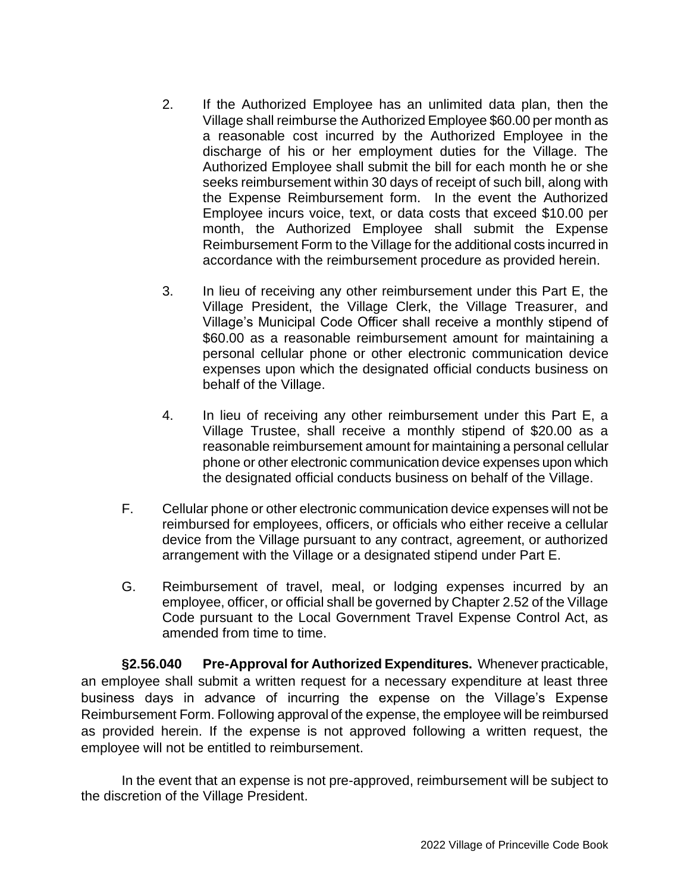2. If the Authorized Employee has an unlimited data plan, then the Village shall reimburse the Authorized Employee $60.00 per month as a reasonable cost incurred by the Authorized Employee in the discharge of his or her employment duties for the Village. The Authorized Employee shall submit the bill for each month he or she seeks reimbursement within 30 days of receipt of such bill, along with the Expense Reimbursement form. In the event the Authorized Employee incurs voice, text, or data costs that exceed $10.00 per month, the Authorized Employee shall submit the Expense Reimbursement Form to the Village for the additional costs incurred in accordance with the reimbursement procedure as provided herein.

3. In lieu of receiving any other reimbursement under this Part E, the Village President, the Village Clerk, the Village Treasurer, and Village's Municipal Code Officer shall receive a monthly stipend of $60.00 as a reasonable reimbursement amount for maintaining a personal cellular phone or other electronic communication device expenses upon which the designated official conducts business on behalf of the Village.

4. In lieu of receiving any other reimbursement under this Part E, a Village Trustee, shall receive a monthly stipend of $20.00 as a reasonable reimbursement amount for maintaining a personal cellular phone or other electronic communication device expenses upon which the designated official conducts business on behalf of the Village.

F. Cellular phone or other electronic communication device expenses will not be reimbursed for employees, officers, or officials who either receive a cellular device from the Village pursuant to any contract, agreement, or authorized arrangement with the Village or a designated stipend under Part E.

G. Reimbursement of travel, meal, or lodging expenses incurred by an employee, officer, or official shall be governed by Chapter 2.52 of the Village Code pursuant to the Local Government Travel Expense Control Act, as amended from time to time.

**§2.56.040 Pre-Approval for Authorized Expenditures.** Whenever practicable, an employee shall submit a written request for a necessary expenditure at least three business days in advance of incurring the expense on the Village's Expense Reimbursement Form. Following approval of the expense, the employee will be reimbursed as provided herein. If the expense is not approved following a written request, the employee will not be entitled to reimbursement.

In the event that an expense is not pre-approved, reimbursement will be subject to the discretion of the Village President.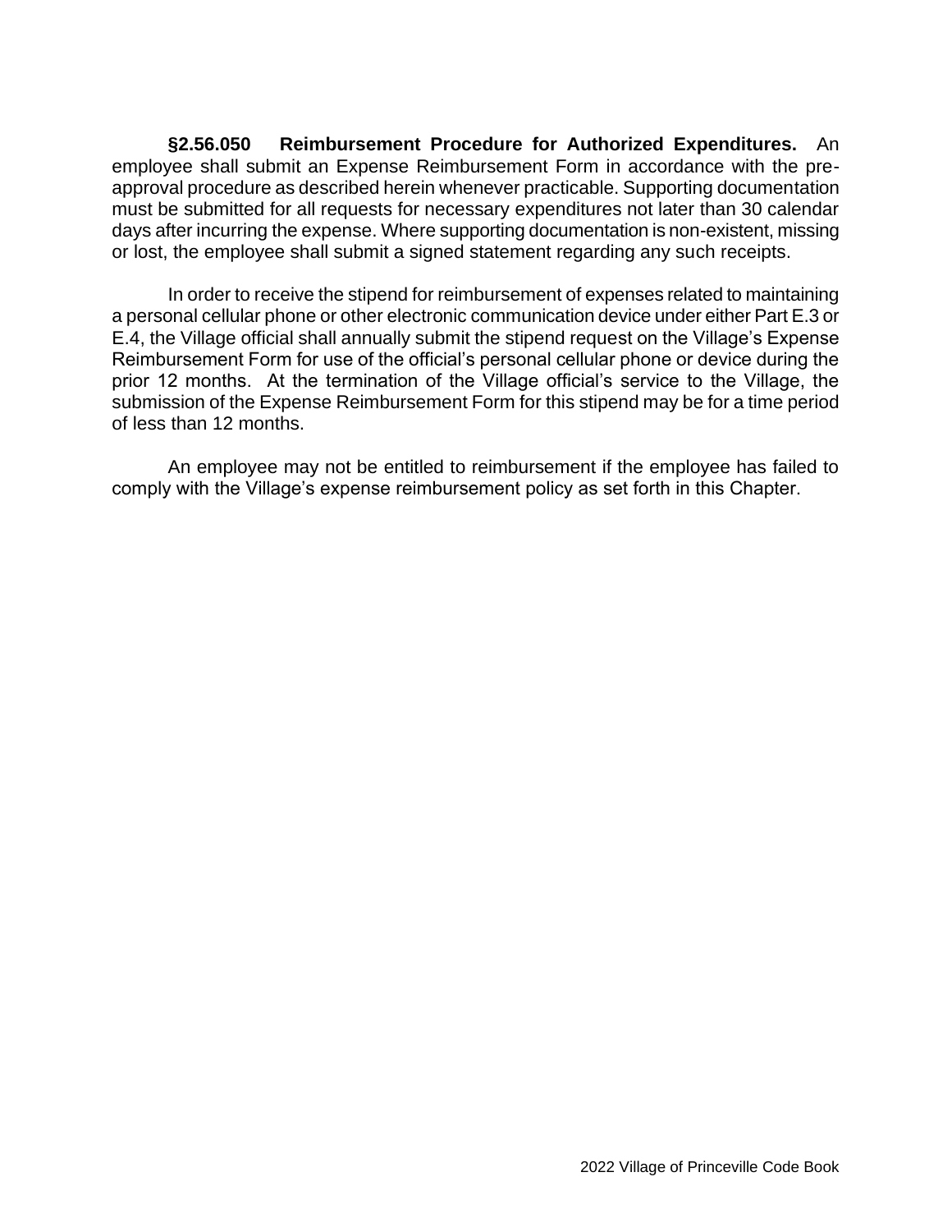**§2.56.050 Reimbursement Procedure for Authorized Expenditures.** An employee shall submit an Expense Reimbursement Form in accordance with the pre-approval procedure as described herein whenever practicable. Supporting documentation must be submitted for all requests for necessary expenditures not later than 30 calendar days after incurring the expense. Where supporting documentation is non-existent, missing or lost, the employee shall submit a signed statement regarding any such receipts.

In order to receive the stipend for reimbursement of expenses related to maintaining a personal cellular phone or other electronic communication device under either Part E.3 or E.4, the Village official shall annually submit the stipend request on the Village's Expense Reimbursement Form for use of the official's personal cellular phone or device during the prior 12 months. At the termination of the Village official's service to the Village, the submission of the Expense Reimbursement Form for this stipend may be for a time period of less than 12 months.

An employee may not be entitled to reimbursement if the employee has failed to comply with the Village's expense reimbursement policy as set forth in this Chapter.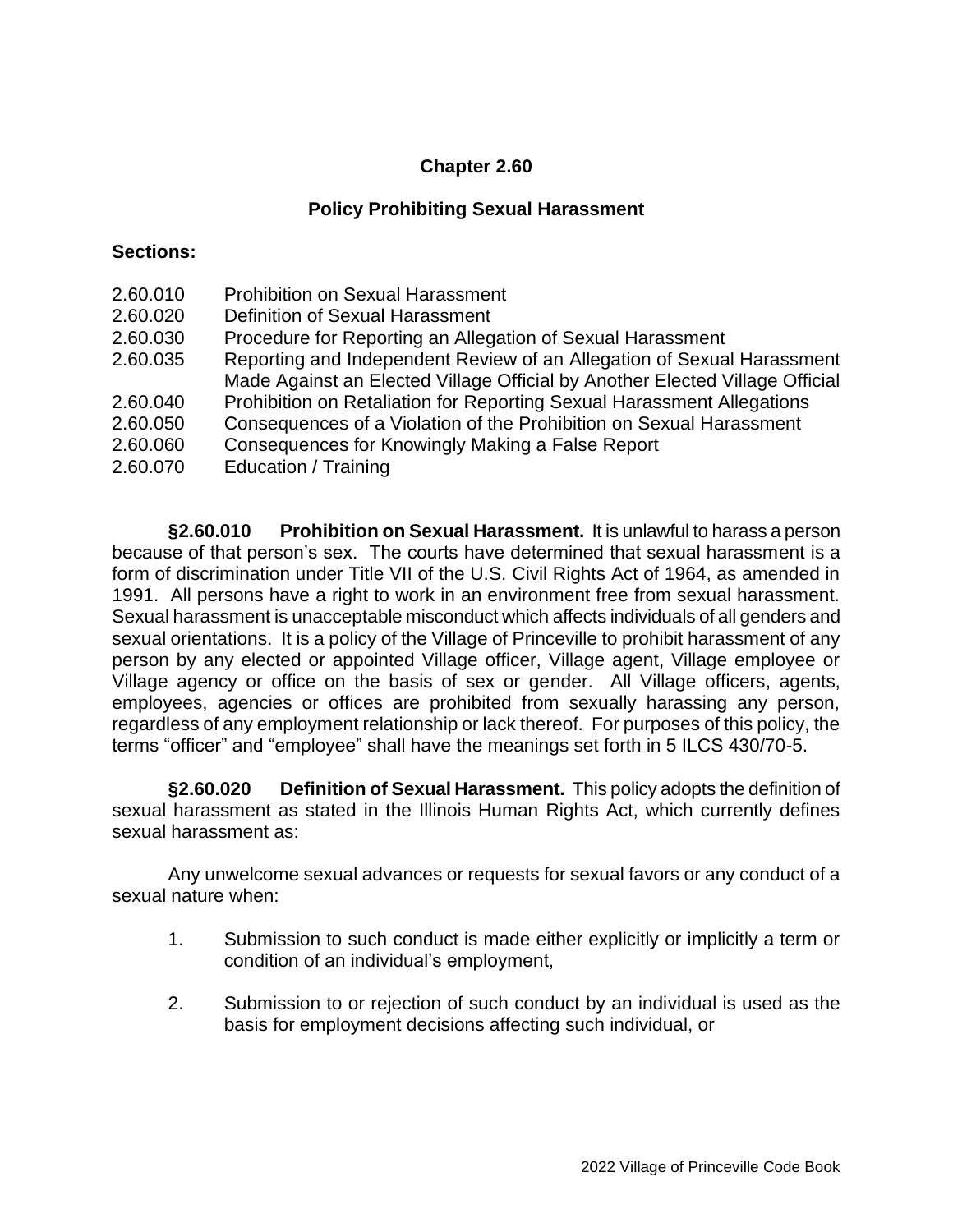## Chapter 2.60

## Policy Prohibiting Sexual Harassment

**Sections:**

2.60.010 Prohibition on Sexual Harassment
2.60.020 Definition of Sexual Harassment
2.60.030 Procedure for Reporting an Allegation of Sexual Harassment
2.60.035 Reporting and Independent Review of an Allegation of Sexual Harassment Made Against an Elected Village Official by Another Elected Village Official
2.60.040 Prohibition on Retaliation for Reporting Sexual Harassment Allegations
2.60.050 Consequences of a Violation of the Prohibition on Sexual Harassment
2.60.060 Consequences for Knowingly Making a False Report
2.60.070 Education / Training

**§2.60.010 Prohibition on Sexual Harassment.** It is unlawful to harass a person because of that person's sex. The courts have determined that sexual harassment is a form of discrimination under Title VII of the U.S. Civil Rights Act of 1964, as amended in 1991. All persons have a right to work in an environment free from sexual harassment. Sexual harassment is unacceptable misconduct which affects individuals of all genders and sexual orientations. It is a policy of the Village of Princeville to prohibit harassment of any person by any elected or appointed Village officer, Village agent, Village employee or Village agency or office on the basis of sex or gender. All Village officers, agents, employees, agencies or offices are prohibited from sexually harassing any person, regardless of any employment relationship or lack thereof. For purposes of this policy, the terms "officer" and "employee" shall have the meanings set forth in 5 ILCS 430/70-5.

**§2.60.020 Definition of Sexual Harassment.** This policy adopts the definition of sexual harassment as stated in the Illinois Human Rights Act, which currently defines sexual harassment as:

Any unwelcome sexual advances or requests for sexual favors or any conduct of a sexual nature when:

1. Submission to such conduct is made either explicitly or implicitly a term or condition of an individual's employment,

2. Submission to or rejection of such conduct by an individual is used as the basis for employment decisions affecting such individual, or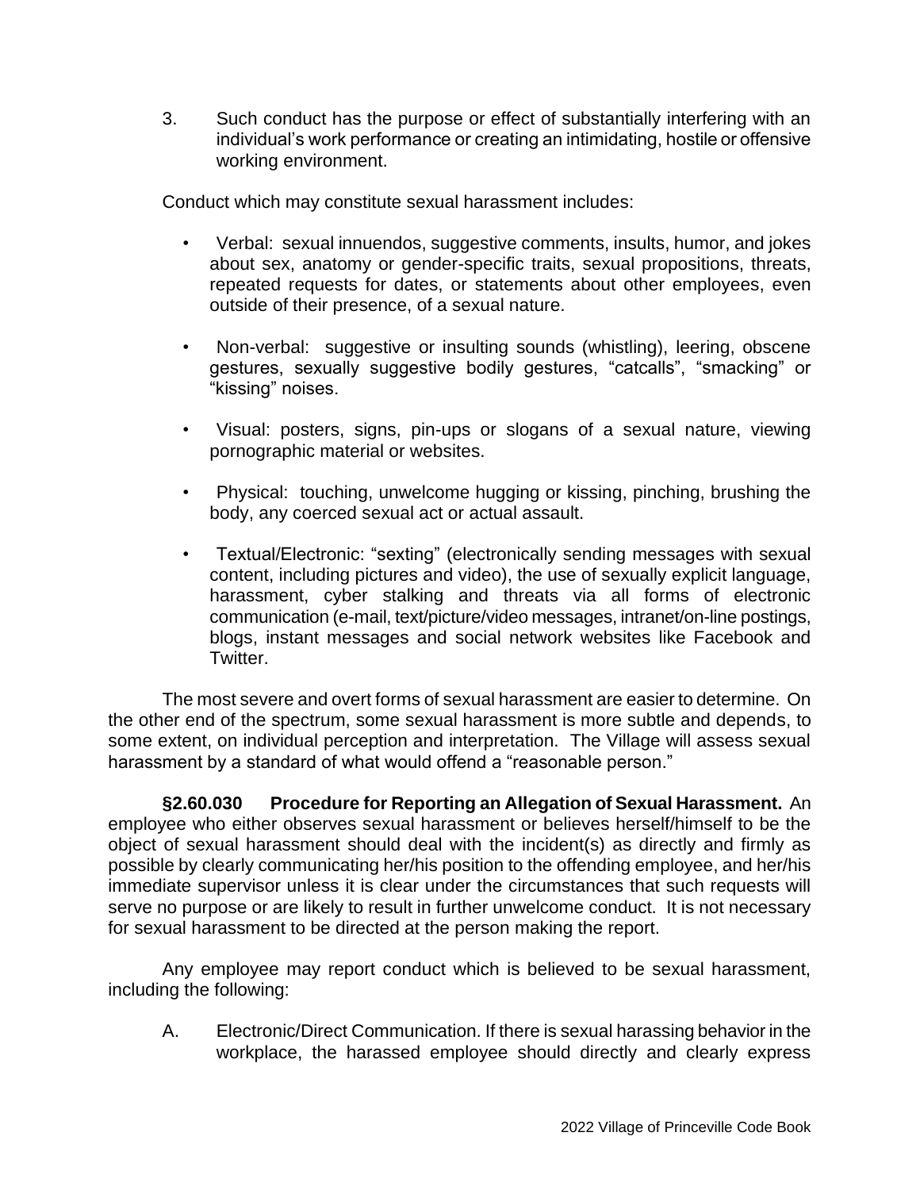3. Such conduct has the purpose or effect of substantially interfering with an individual's work performance or creating an intimidating, hostile or offensive working environment.

Conduct which may constitute sexual harassment includes:

- Verbal: sexual innuendos, suggestive comments, insults, humor, and jokes about sex, anatomy or gender-specific traits, sexual propositions, threats, repeated requests for dates, or statements about other employees, even outside of their presence, of a sexual nature.
- Non-verbal: suggestive or insulting sounds (whistling), leering, obscene gestures, sexually suggestive bodily gestures, "catcalls", "smacking" or "kissing" noises.
- Visual: posters, signs, pin-ups or slogans of a sexual nature, viewing pornographic material or websites.
- Physical: touching, unwelcome hugging or kissing, pinching, brushing the body, any coerced sexual act or actual assault.
- Textual/Electronic: "sexting" (electronically sending messages with sexual content, including pictures and video), the use of sexually explicit language, harassment, cyber stalking and threats via all forms of electronic communication (e-mail, text/picture/video messages, intranet/on-line postings, blogs, instant messages and social network websites like Facebook and Twitter.

The most severe and overt forms of sexual harassment are easier to determine. On the other end of the spectrum, some sexual harassment is more subtle and depends, to some extent, on individual perception and interpretation. The Village will assess sexual harassment by a standard of what would offend a "reasonable person."

**§2.60.030 Procedure for Reporting an Allegation of Sexual Harassment.** An employee who either observes sexual harassment or believes herself/himself to be the object of sexual harassment should deal with the incident(s) as directly and firmly as possible by clearly communicating her/his position to the offending employee, and her/his immediate supervisor unless it is clear under the circumstances that such requests will serve no purpose or are likely to result in further unwelcome conduct. It is not necessary for sexual harassment to be directed at the person making the report.

Any employee may report conduct which is believed to be sexual harassment, including the following:

A. Electronic/Direct Communication. If there is sexual harassing behavior in the workplace, the harassed employee should directly and clearly express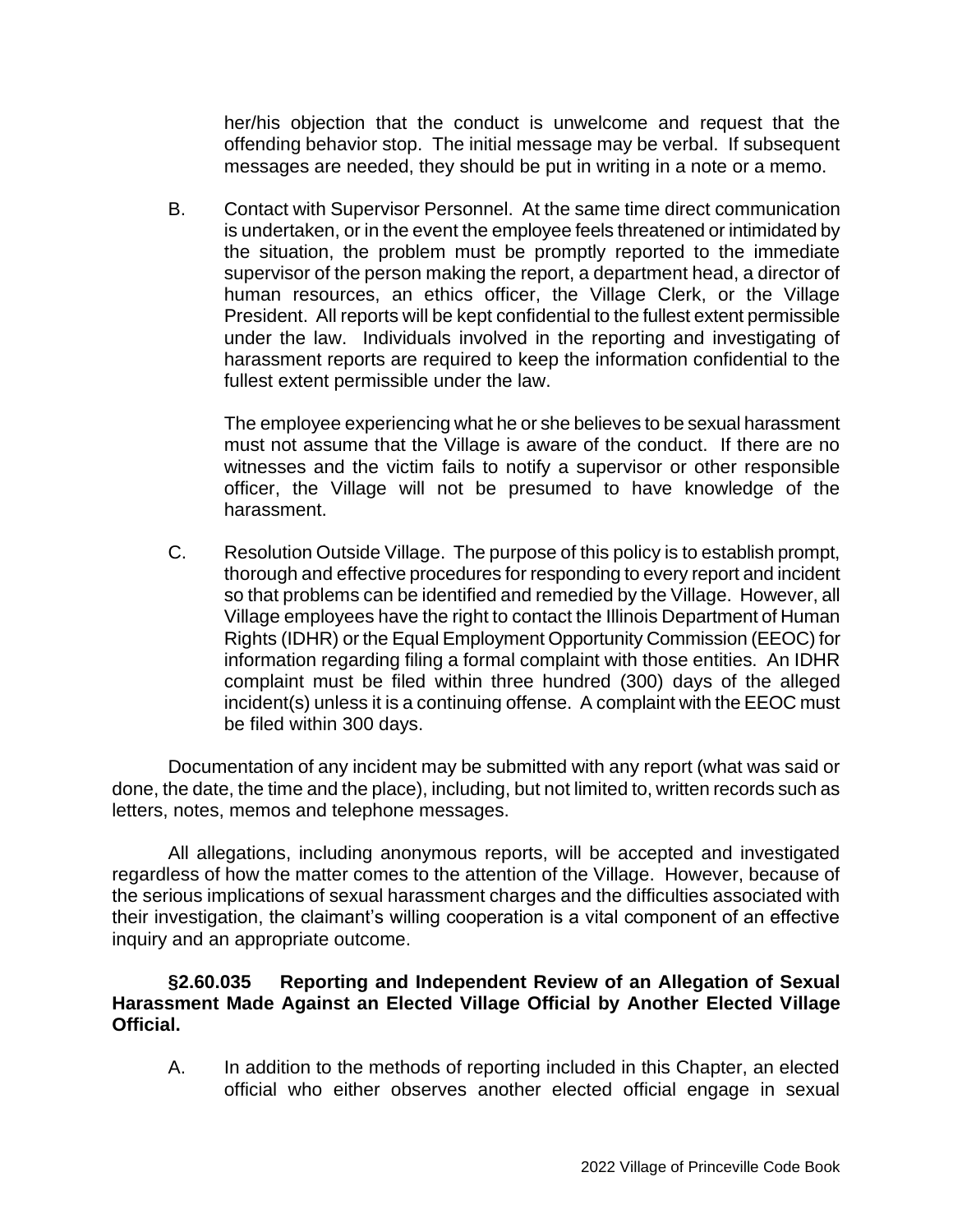her/his objection that the conduct is unwelcome and request that the offending behavior stop. The initial message may be verbal. If subsequent messages are needed, they should be put in writing in a note or a memo.

B. Contact with Supervisor Personnel. At the same time direct communication is undertaken, or in the event the employee feels threatened or intimidated by the situation, the problem must be promptly reported to the immediate supervisor of the person making the report, a department head, a director of human resources, an ethics officer, the Village Clerk, or the Village President. All reports will be kept confidential to the fullest extent permissible under the law. Individuals involved in the reporting and investigating of harassment reports are required to keep the information confidential to the fullest extent permissible under the law.

The employee experiencing what he or she believes to be sexual harassment must not assume that the Village is aware of the conduct. If there are no witnesses and the victim fails to notify a supervisor or other responsible officer, the Village will not be presumed to have knowledge of the harassment.

C. Resolution Outside Village. The purpose of this policy is to establish prompt, thorough and effective procedures for responding to every report and incident so that problems can be identified and remedied by the Village. However, all Village employees have the right to contact the Illinois Department of Human Rights (IDHR) or the Equal Employment Opportunity Commission (EEOC) for information regarding filing a formal complaint with those entities. An IDHR complaint must be filed within three hundred (300) days of the alleged incident(s) unless it is a continuing offense. A complaint with the EEOC must be filed within 300 days.

Documentation of any incident may be submitted with any report (what was said or done, the date, the time and the place), including, but not limited to, written records such as letters, notes, memos and telephone messages.

All allegations, including anonymous reports, will be accepted and investigated regardless of how the matter comes to the attention of the Village. However, because of the serious implications of sexual harassment charges and the difficulties associated with their investigation, the claimant's willing cooperation is a vital component of an effective inquiry and an appropriate outcome.

**§2.60.035 Reporting and Independent Review of an Allegation of Sexual Harassment Made Against an Elected Village Official by Another Elected Village Official.**

A. In addition to the methods of reporting included in this Chapter, an elected official who either observes another elected official engage in sexual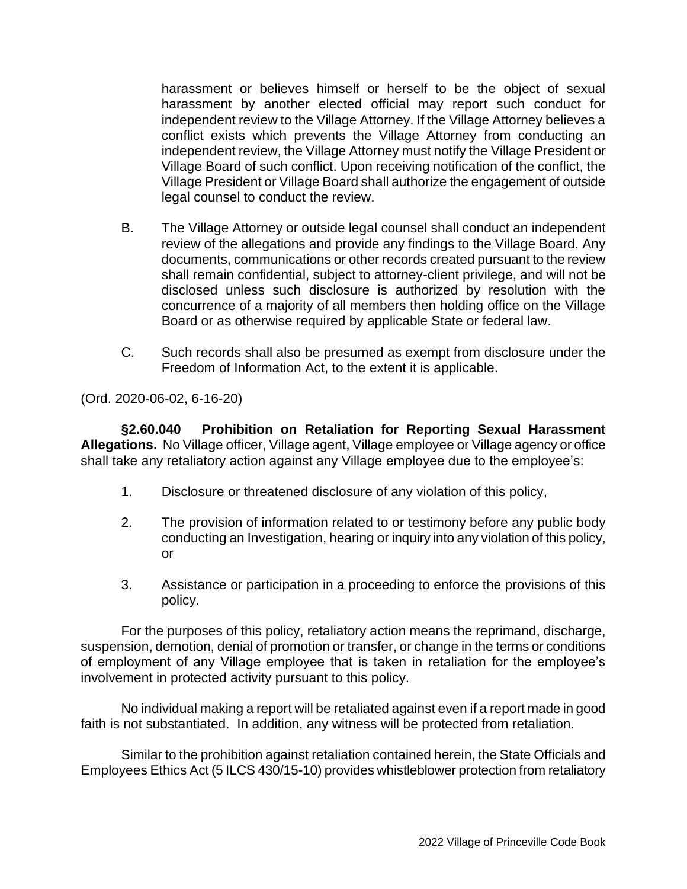harassment or believes himself or herself to be the object of sexual harassment by another elected official may report such conduct for independent review to the Village Attorney. If the Village Attorney believes a conflict exists which prevents the Village Attorney from conducting an independent review, the Village Attorney must notify the Village President or Village Board of such conflict. Upon receiving notification of the conflict, the Village President or Village Board shall authorize the engagement of outside legal counsel to conduct the review.

B. The Village Attorney or outside legal counsel shall conduct an independent review of the allegations and provide any findings to the Village Board. Any documents, communications or other records created pursuant to the review shall remain confidential, subject to attorney-client privilege, and will not be disclosed unless such disclosure is authorized by resolution with the concurrence of a majority of all members then holding office on the Village Board or as otherwise required by applicable State or federal law.

C. Such records shall also be presumed as exempt from disclosure under the Freedom of Information Act, to the extent it is applicable.

(Ord. 2020-06-02, 6-16-20)

**§2.60.040 Prohibition on Retaliation for Reporting Sexual Harassment Allegations.** No Village officer, Village agent, Village employee or Village agency or office shall take any retaliatory action against any Village employee due to the employee's:

1. Disclosure or threatened disclosure of any violation of this policy,

2. The provision of information related to or testimony before any public body conducting an Investigation, hearing or inquiry into any violation of this policy, or

3. Assistance or participation in a proceeding to enforce the provisions of this policy.

For the purposes of this policy, retaliatory action means the reprimand, discharge, suspension, demotion, denial of promotion or transfer, or change in the terms or conditions of employment of any Village employee that is taken in retaliation for the employee's involvement in protected activity pursuant to this policy.

No individual making a report will be retaliated against even if a report made in good faith is not substantiated. In addition, any witness will be protected from retaliation.

Similar to the prohibition against retaliation contained herein, the State Officials and Employees Ethics Act (5 ILCS 430/15-10) provides whistleblower protection from retaliatory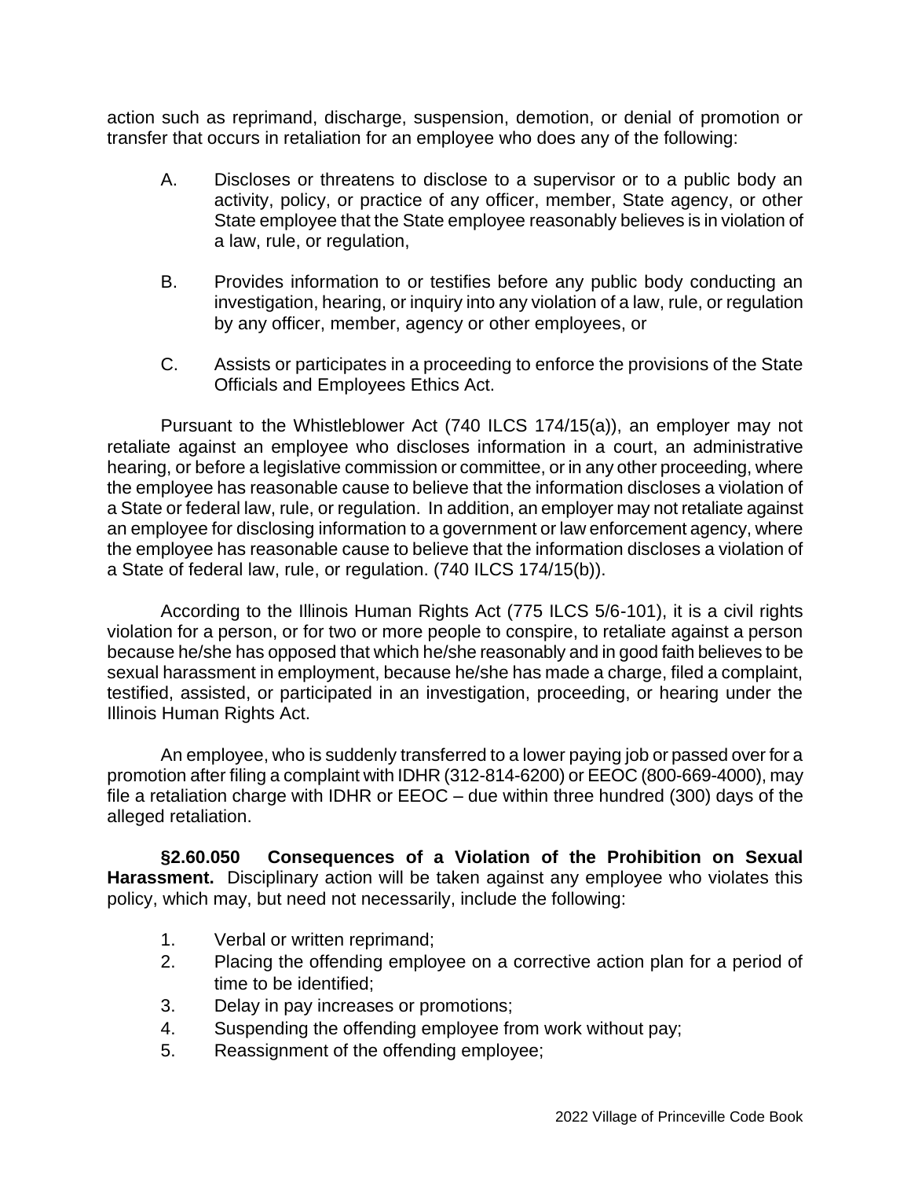action such as reprimand, discharge, suspension, demotion, or denial of promotion or transfer that occurs in retaliation for an employee who does any of the following:

A. Discloses or threatens to disclose to a supervisor or to a public body an activity, policy, or practice of any officer, member, State agency, or other State employee that the State employee reasonably believes is in violation of a law, rule, or regulation,

B. Provides information to or testifies before any public body conducting an investigation, hearing, or inquiry into any violation of a law, rule, or regulation by any officer, member, agency or other employees, or

C. Assists or participates in a proceeding to enforce the provisions of the State Officials and Employees Ethics Act.

Pursuant to the Whistleblower Act (740 ILCS 174/15(a)), an employer may not retaliate against an employee who discloses information in a court, an administrative hearing, or before a legislative commission or committee, or in any other proceeding, where the employee has reasonable cause to believe that the information discloses a violation of a State or federal law, rule, or regulation. In addition, an employer may not retaliate against an employee for disclosing information to a government or law enforcement agency, where the employee has reasonable cause to believe that the information discloses a violation of a State of federal law, rule, or regulation. (740 ILCS 174/15(b)).

According to the Illinois Human Rights Act (775 ILCS 5/6-101), it is a civil rights violation for a person, or for two or more people to conspire, to retaliate against a person because he/she has opposed that which he/she reasonably and in good faith believes to be sexual harassment in employment, because he/she has made a charge, filed a complaint, testified, assisted, or participated in an investigation, proceeding, or hearing under the Illinois Human Rights Act.

An employee, who is suddenly transferred to a lower paying job or passed over for a promotion after filing a complaint with IDHR (312-814-6200) or EEOC (800-669-4000), may file a retaliation charge with IDHR or EEOC – due within three hundred (300) days of the alleged retaliation.

**§2.60.050 Consequences of a Violation of the Prohibition on Sexual Harassment.** Disciplinary action will be taken against any employee who violates this policy, which may, but need not necessarily, include the following:

1. Verbal or written reprimand;
2. Placing the offending employee on a corrective action plan for a period of time to be identified;
3. Delay in pay increases or promotions;
4. Suspending the offending employee from work without pay;
5. Reassignment of the offending employee;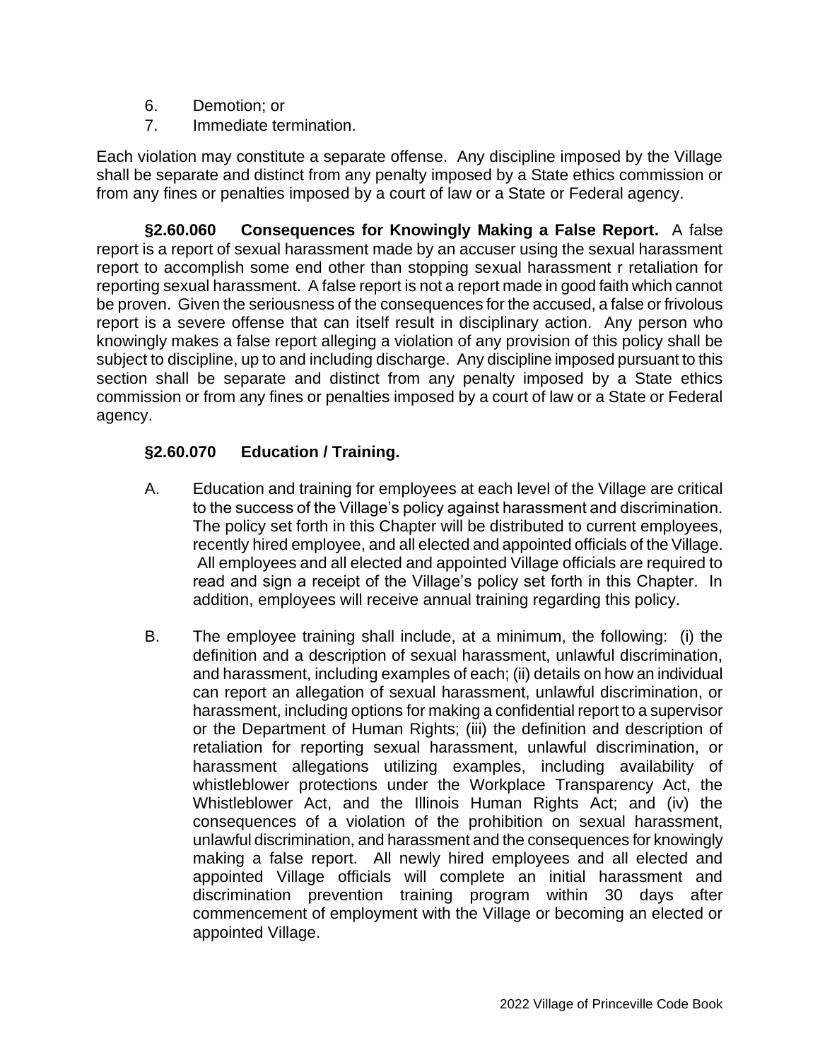6. Demotion; or
7. Immediate termination.

Each violation may constitute a separate offense. Any discipline imposed by the Village shall be separate and distinct from any penalty imposed by a State ethics commission or from any fines or penalties imposed by a court of law or a State or Federal agency.

**§2.60.060 Consequences for Knowingly Making a False Report.** A false report is a report of sexual harassment made by an accuser using the sexual harassment report to accomplish some end other than stopping sexual harassment r retaliation for reporting sexual harassment. A false report is not a report made in good faith which cannot be proven. Given the seriousness of the consequences for the accused, a false or frivolous report is a severe offense that can itself result in disciplinary action. Any person who knowingly makes a false report alleging a violation of any provision of this policy shall be subject to discipline, up to and including discharge. Any discipline imposed pursuant to this section shall be separate and distinct from any penalty imposed by a State ethics commission or from any fines or penalties imposed by a court of law or a State or Federal agency.

**§2.60.070 Education / Training.**

A. Education and training for employees at each level of the Village are critical to the success of the Village's policy against harassment and discrimination. The policy set forth in this Chapter will be distributed to current employees, recently hired employee, and all elected and appointed officials of the Village. All employees and all elected and appointed Village officials are required to read and sign a receipt of the Village's policy set forth in this Chapter. In addition, employees will receive annual training regarding this policy.

B. The employee training shall include, at a minimum, the following: (i) the definition and a description of sexual harassment, unlawful discrimination, and harassment, including examples of each; (ii) details on how an individual can report an allegation of sexual harassment, unlawful discrimination, or harassment, including options for making a confidential report to a supervisor or the Department of Human Rights; (iii) the definition and description of retaliation for reporting sexual harassment, unlawful discrimination, or harassment allegations utilizing examples, including availability of whistleblower protections under the Workplace Transparency Act, the Whistleblower Act, and the Illinois Human Rights Act; and (iv) the consequences of a violation of the prohibition on sexual harassment, unlawful discrimination, and harassment and the consequences for knowingly making a false report. All newly hired employees and all elected and appointed Village officials will complete an initial harassment and discrimination prevention training program within 30 days after commencement of employment with the Village or becoming an elected or appointed Village.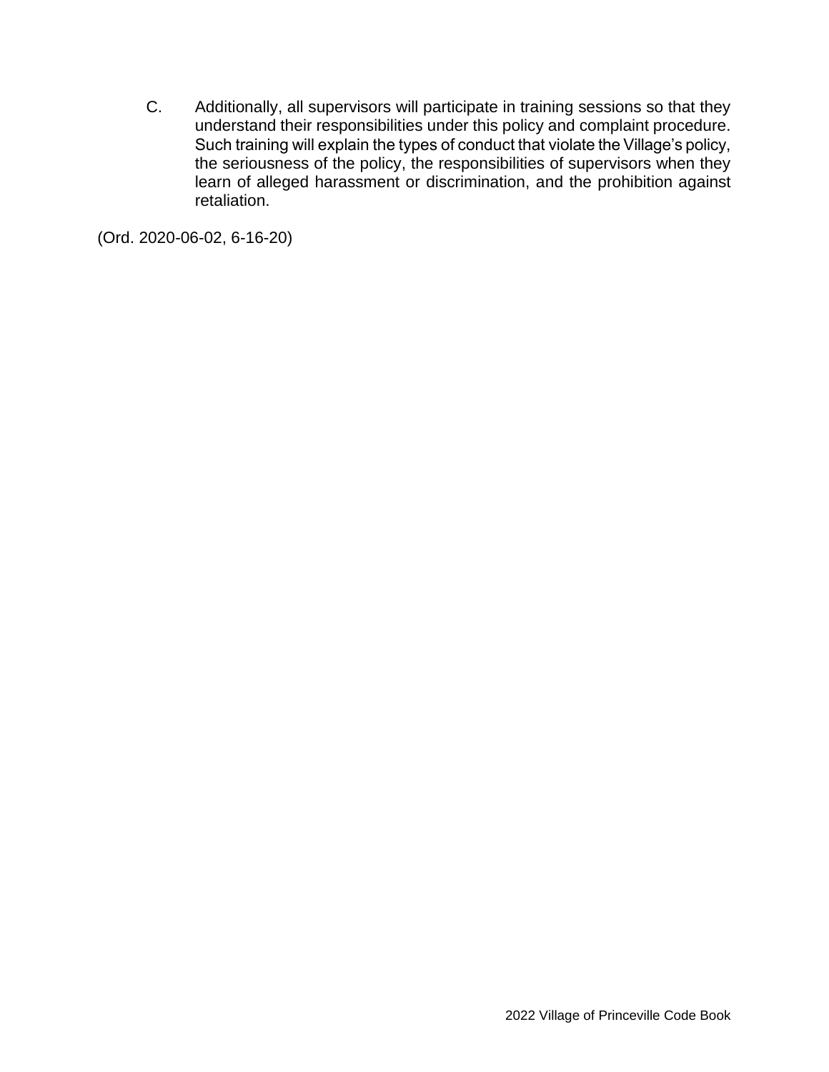C. Additionally, all supervisors will participate in training sessions so that they understand their responsibilities under this policy and complaint procedure. Such training will explain the types of conduct that violate the Village's policy, the seriousness of the policy, the responsibilities of supervisors when they learn of alleged harassment or discrimination, and the prohibition against retaliation.

(Ord. 2020-06-02, 6-16-20)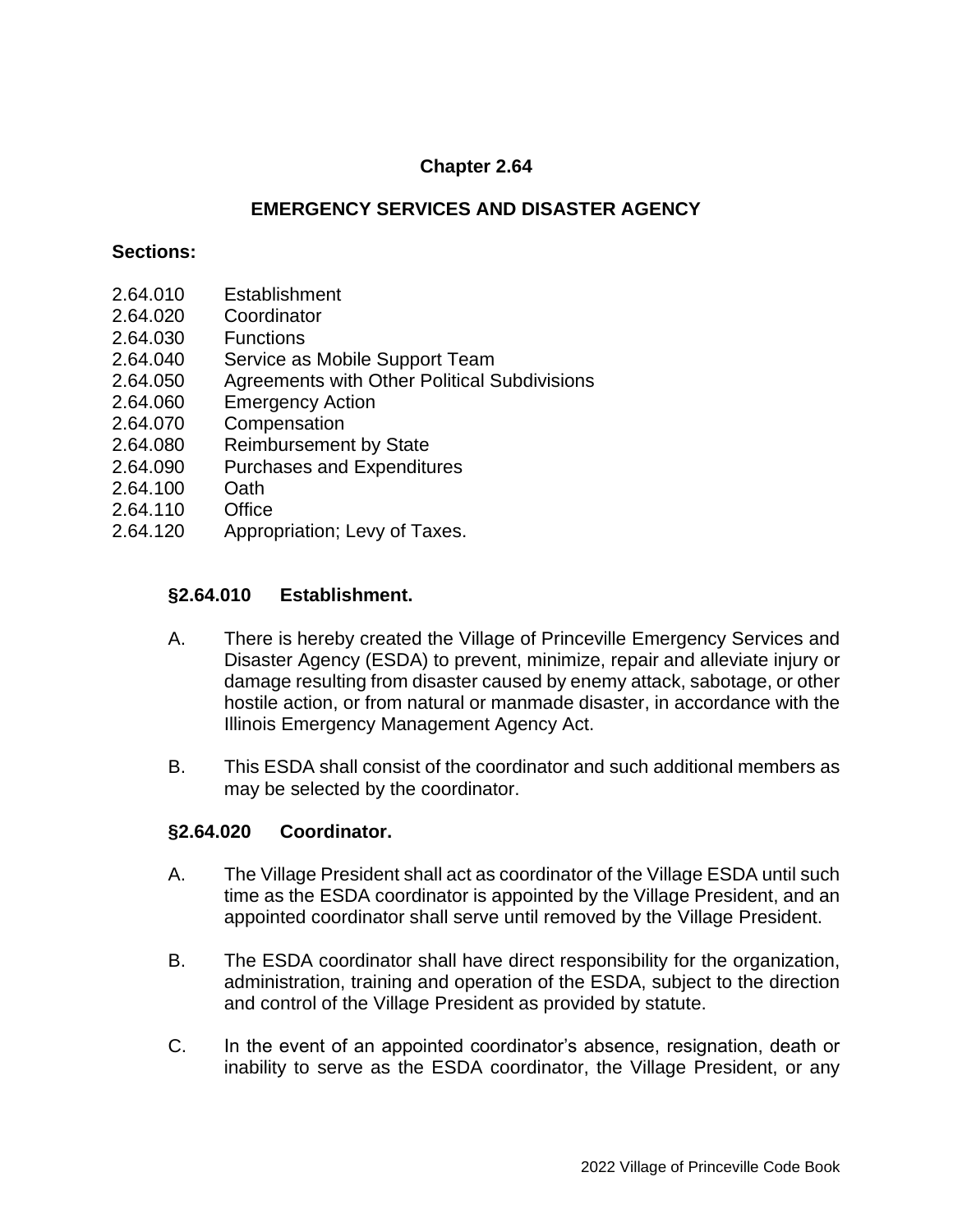# Chapter 2.64

## EMERGENCY SERVICES AND DISASTER AGENCY

**Sections:**

2.64.010 Establishment
2.64.020 Coordinator
2.64.030 Functions
2.64.040 Service as Mobile Support Team
2.64.050 Agreements with Other Political Subdivisions
2.64.060 Emergency Action
2.64.070 Compensation
2.64.080 Reimbursement by State
2.64.090 Purchases and Expenditures
2.64.100 Oath
2.64.110 Office
2.64.120 Appropriation; Levy of Taxes.

### §2.64.010 Establishment.

A. There is hereby created the Village of Princeville Emergency Services and Disaster Agency (ESDA) to prevent, minimize, repair and alleviate injury or damage resulting from disaster caused by enemy attack, sabotage, or other hostile action, or from natural or manmade disaster, in accordance with the Illinois Emergency Management Agency Act.

B. This ESDA shall consist of the coordinator and such additional members as may be selected by the coordinator.

### §2.64.020 Coordinator.

A. The Village President shall act as coordinator of the Village ESDA until such time as the ESDA coordinator is appointed by the Village President, and an appointed coordinator shall serve until removed by the Village President.

B. The ESDA coordinator shall have direct responsibility for the organization, administration, training and operation of the ESDA, subject to the direction and control of the Village President as provided by statute.

C. In the event of an appointed coordinator's absence, resignation, death or inability to serve as the ESDA coordinator, the Village President, or any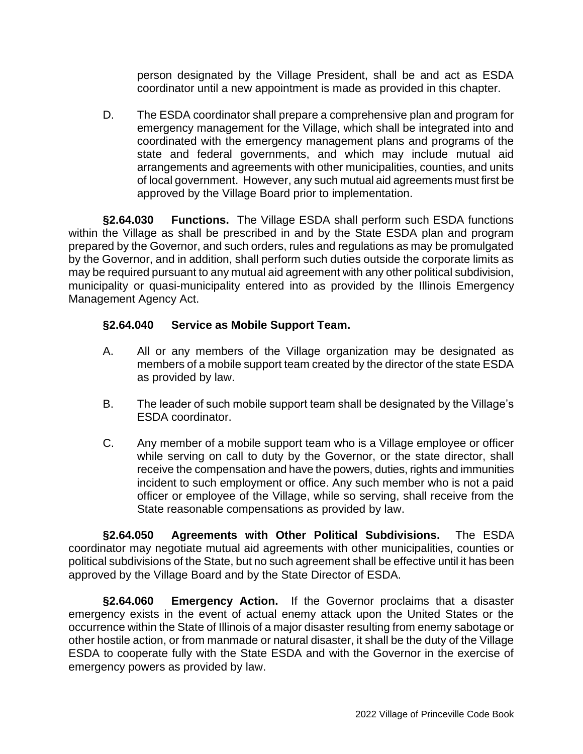person designated by the Village President, shall be and act as ESDA coordinator until a new appointment is made as provided in this chapter.

D. The ESDA coordinator shall prepare a comprehensive plan and program for emergency management for the Village, which shall be integrated into and coordinated with the emergency management plans and programs of the state and federal governments, and which may include mutual aid arrangements and agreements with other municipalities, counties, and units of local government. However, any such mutual aid agreements must first be approved by the Village Board prior to implementation.

**§2.64.030 Functions.** The Village ESDA shall perform such ESDA functions within the Village as shall be prescribed in and by the State ESDA plan and program prepared by the Governor, and such orders, rules and regulations as may be promulgated by the Governor, and in addition, shall perform such duties outside the corporate limits as may be required pursuant to any mutual aid agreement with any other political subdivision, municipality or quasi-municipality entered into as provided by the Illinois Emergency Management Agency Act.

**§2.64.040 Service as Mobile Support Team.**

A. All or any members of the Village organization may be designated as members of a mobile support team created by the director of the state ESDA as provided by law.

B. The leader of such mobile support team shall be designated by the Village's ESDA coordinator.

C. Any member of a mobile support team who is a Village employee or officer while serving on call to duty by the Governor, or the state director, shall receive the compensation and have the powers, duties, rights and immunities incident to such employment or office. Any such member who is not a paid officer or employee of the Village, while so serving, shall receive from the State reasonable compensations as provided by law.

**§2.64.050 Agreements with Other Political Subdivisions.** The ESDA coordinator may negotiate mutual aid agreements with other municipalities, counties or political subdivisions of the State, but no such agreement shall be effective until it has been approved by the Village Board and by the State Director of ESDA.

**§2.64.060 Emergency Action.** If the Governor proclaims that a disaster emergency exists in the event of actual enemy attack upon the United States or the occurrence within the State of Illinois of a major disaster resulting from enemy sabotage or other hostile action, or from manmade or natural disaster, it shall be the duty of the Village ESDA to cooperate fully with the State ESDA and with the Governor in the exercise of emergency powers as provided by law.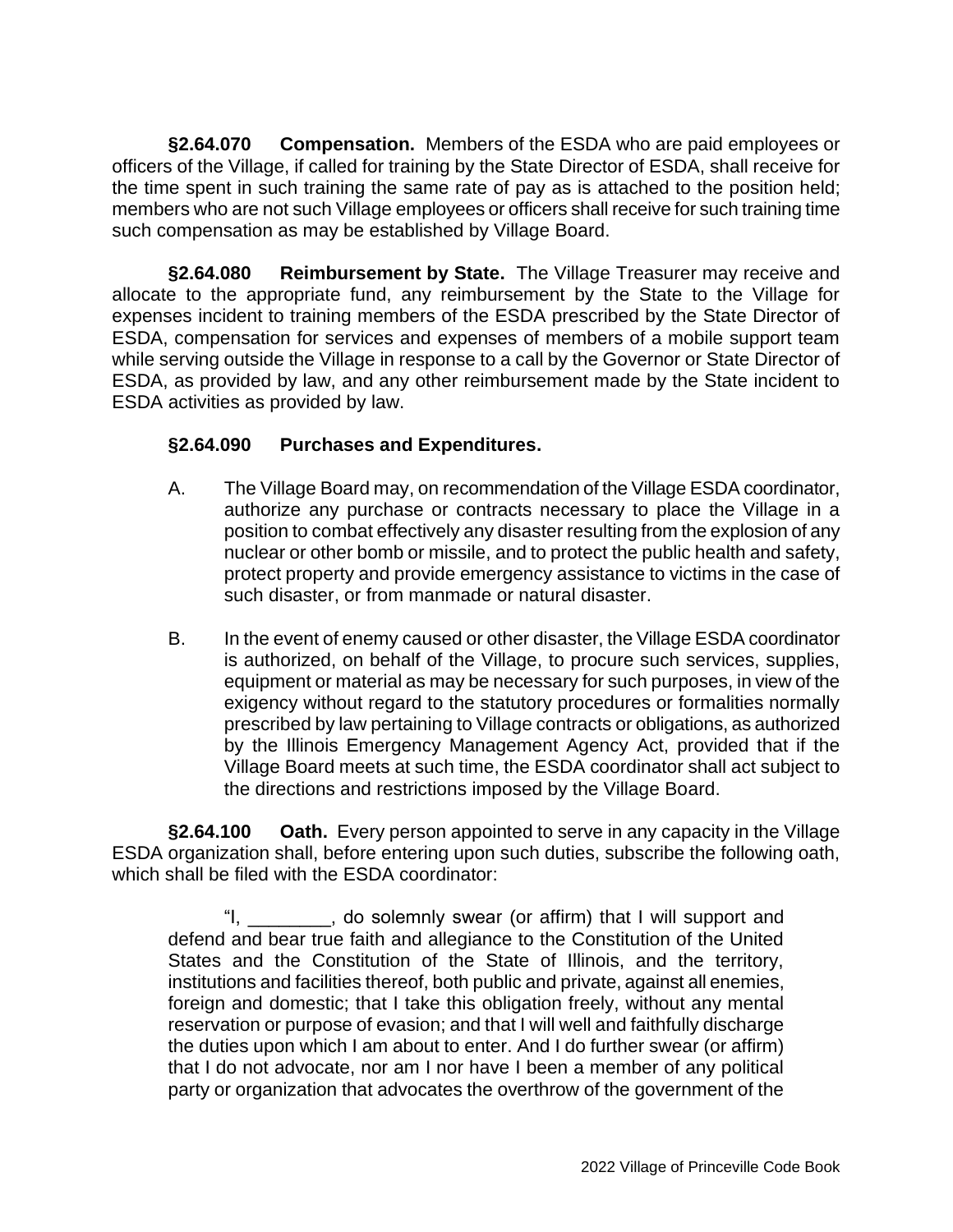**§2.64.070 Compensation.** Members of the ESDA who are paid employees or officers of the Village, if called for training by the State Director of ESDA, shall receive for the time spent in such training the same rate of pay as is attached to the position held; members who are not such Village employees or officers shall receive for such training time such compensation as may be established by Village Board.

**§2.64.080 Reimbursement by State.** The Village Treasurer may receive and allocate to the appropriate fund, any reimbursement by the State to the Village for expenses incident to training members of the ESDA prescribed by the State Director of ESDA, compensation for services and expenses of members of a mobile support team while serving outside the Village in response to a call by the Governor or State Director of ESDA, as provided by law, and any other reimbursement made by the State incident to ESDA activities as provided by law.

**§2.64.090 Purchases and Expenditures.**

A. The Village Board may, on recommendation of the Village ESDA coordinator, authorize any purchase or contracts necessary to place the Village in a position to combat effectively any disaster resulting from the explosion of any nuclear or other bomb or missile, and to protect the public health and safety, protect property and provide emergency assistance to victims in the case of such disaster, or from manmade or natural disaster.

B. In the event of enemy caused or other disaster, the Village ESDA coordinator is authorized, on behalf of the Village, to procure such services, supplies, equipment or material as may be necessary for such purposes, in view of the exigency without regard to the statutory procedures or formalities normally prescribed by law pertaining to Village contracts or obligations, as authorized by the Illinois Emergency Management Agency Act, provided that if the Village Board meets at such time, the ESDA coordinator shall act subject to the directions and restrictions imposed by the Village Board.

**§2.64.100 Oath.** Every person appointed to serve in any capacity in the Village ESDA organization shall, before entering upon such duties, subscribe the following oath, which shall be filed with the ESDA coordinator:

> "I, ________, do solemnly swear (or affirm) that I will support and defend and bear true faith and allegiance to the Constitution of the United States and the Constitution of the State of Illinois, and the territory, institutions and facilities thereof, both public and private, against all enemies, foreign and domestic; that I take this obligation freely, without any mental reservation or purpose of evasion; and that I will well and faithfully discharge the duties upon which I am about to enter. And I do further swear (or affirm) that I do not advocate, nor am I nor have I been a member of any political party or organization that advocates the overthrow of the government of the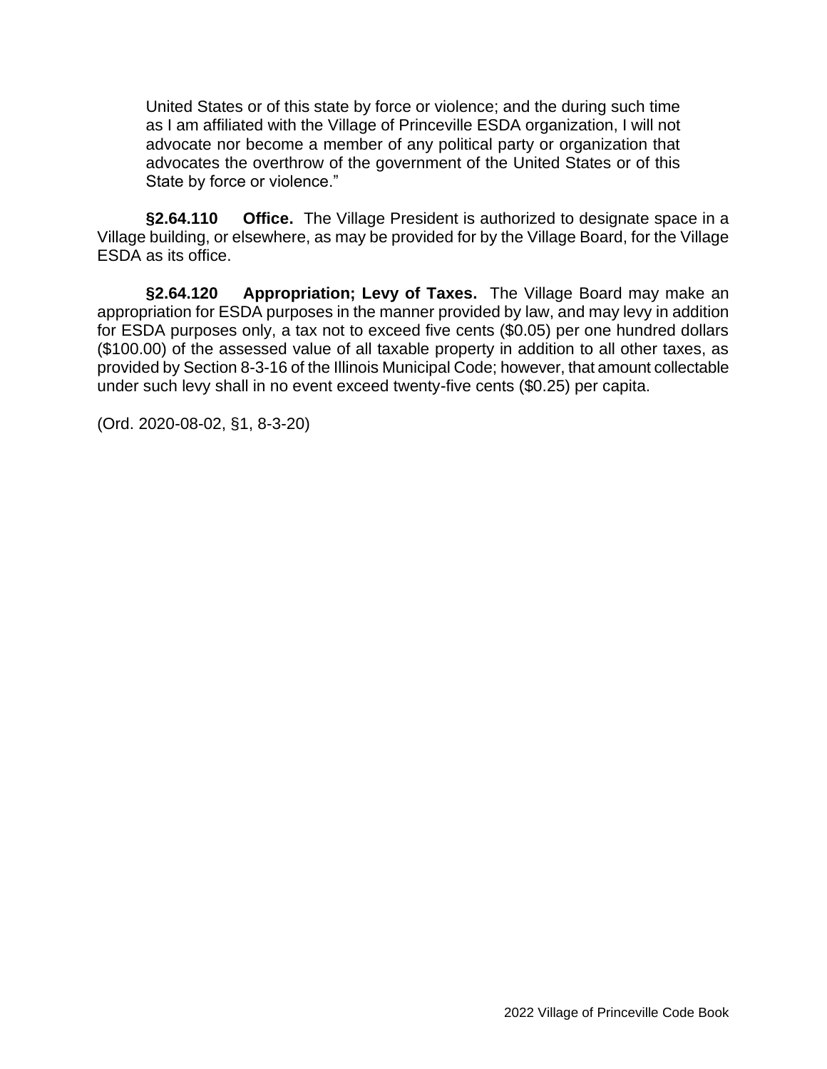United States or of this state by force or violence; and the during such time as I am affiliated with the Village of Princeville ESDA organization, I will not advocate nor become a member of any political party or organization that advocates the overthrow of the government of the United States or of this State by force or violence."

**§2.64.110 Office.** The Village President is authorized to designate space in a Village building, or elsewhere, as may be provided for by the Village Board, for the Village ESDA as its office.

**§2.64.120 Appropriation; Levy of Taxes.** The Village Board may make an appropriation for ESDA purposes in the manner provided by law, and may levy in addition for ESDA purposes only, a tax not to exceed five cents ($0.05) per one hundred dollars ($100.00) of the assessed value of all taxable property in addition to all other taxes, as provided by Section 8-3-16 of the Illinois Municipal Code; however, that amount collectable under such levy shall in no event exceed twenty-five cents ($0.25) per capita.

(Ord. 2020-08-02, §1, 8-3-20)